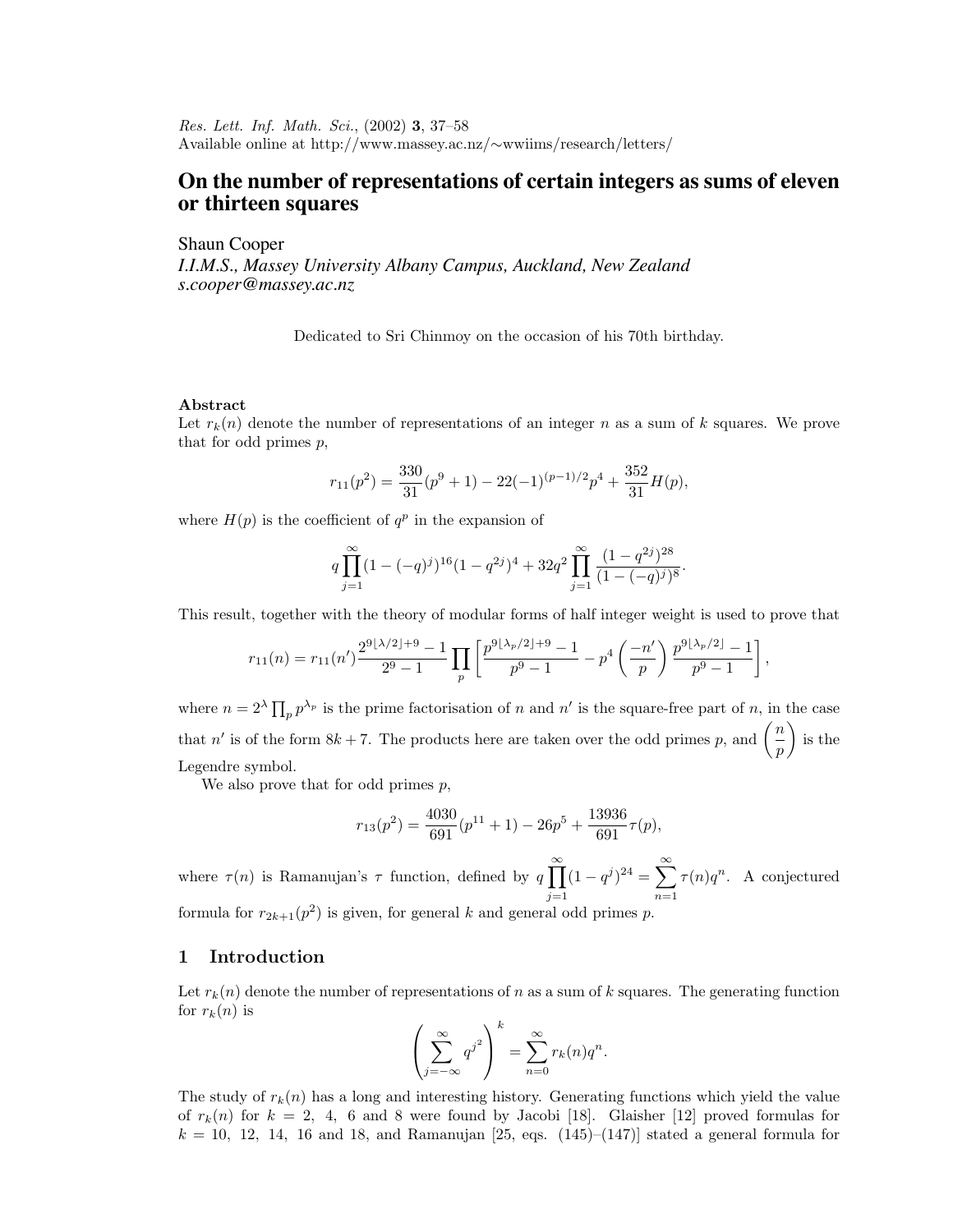Res. Lett. Inf. Math. Sci., (2002) **3**, 37–58
Available online at http://www.massey.ac.nz/∼wwiims/research/letters/

# On the number of representations of certain integers as sums of eleven or thirteen squares

Shaun Cooper
*I.I.M.S., Massey University Albany Campus, Auckland, New Zealand*
*s.cooper@massey.ac.nz*

Dedicated to Sri Chinmoy on the occasion of his 70th birthday.

**Abstract**

Let $r_k(n)$ denote the number of representations of an integer $n$ as a sum of $k$ squares. We prove that for odd primes $p$,

$$r_{11}(p^2) = \frac{330}{31}(p^9+1) - 22(-1)^{(p-1)/2}p^4 + \frac{352}{31}H(p),$$

where $H(p)$ is the coefficient of $q^p$ in the expansion of

$$q\prod_{j=1}^{\infty}(1-(-q)^j)^{16}(1-q^{2j})^4 + 32q^2\prod_{j=1}^{\infty}\frac{(1-q^{2j})^{28}}{(1-(-q)^j)^8}.$$

This result, together with the theory of modular forms of half integer weight is used to prove that

$$r_{11}(n) = r_{11}(n')\frac{2^{9\lfloor\lambda/2\rfloor+9}-1}{2^9-1}\prod_p\left[\frac{p^{9\lfloor\lambda_p/2\rfloor+9}-1}{p^9-1} - p^4\left(\frac{-n'}{p}\right)\frac{p^{9\lfloor\lambda_p/2\rfloor}-1}{p^9-1}\right],$$

where $n = 2^\lambda\prod_p p^{\lambda_p}$ is the prime factorisation of $n$ and $n'$ is the square-free part of $n$, in the case that $n'$ is of the form $8k+7$. The products here are taken over the odd primes $p$, and $\left(\frac{n}{p}\right)$ is the Legendre symbol.

We also prove that for odd primes $p$,

$$r_{13}(p^2) = \frac{4030}{691}(p^{11}+1) - 26p^5 + \frac{13936}{691}\tau(p),$$

where $\tau(n)$ is Ramanujan's $\tau$ function, defined by $q\prod_{j=1}^{\infty}(1-q^j)^{24} = \sum_{n=1}^{\infty}\tau(n)q^n$. A conjectured formula for $r_{2k+1}(p^2)$ is given, for general $k$ and general odd primes $p$.

## 1 Introduction

Let $r_k(n)$ denote the number of representations of $n$ as a sum of $k$ squares. The generating function for $r_k(n)$ is

$$\left(\sum_{j=-\infty}^{\infty}q^{j^2}\right)^k = \sum_{n=0}^{\infty}r_k(n)q^n.$$

The study of $r_k(n)$ has a long and interesting history. Generating functions which yield the value of $r_k(n)$ for $k = 2$, 4, 6 and 8 were found by Jacobi [18]. Glaisher [12] proved formulas for $k = 10$, 12, 14, 16 and 18, and Ramanujan [25, eqs. (145)–(147)] stated a general formula for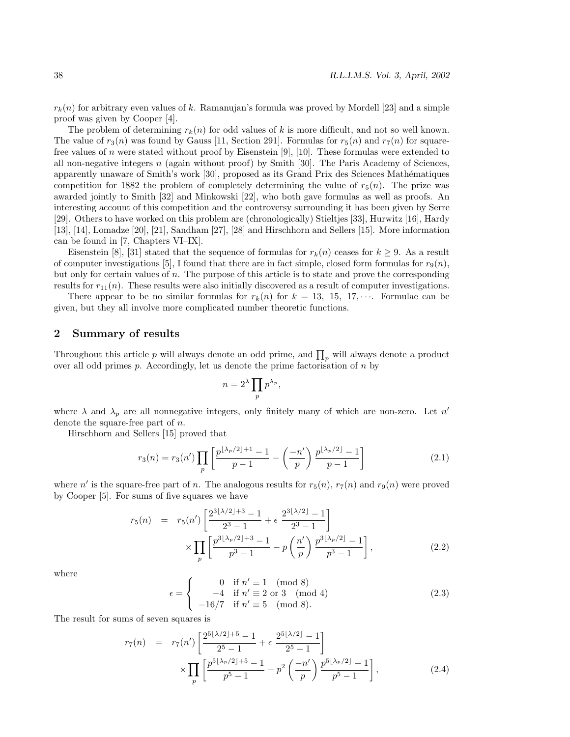$r_k(n)$ for arbitrary even values of $k$. Ramanujan's formula was proved by Mordell [23] and a simple proof was given by Cooper [4].

The problem of determining $r_k(n)$ for odd values of $k$ is more difficult, and not so well known. The value of $r_3(n)$ was found by Gauss [11, Section 291]. Formulas for $r_5(n)$ and $r_7(n)$ for square-free values of $n$ were stated without proof by Eisenstein [9], [10]. These formulas were extended to all non-negative integers $n$ (again without proof) by Smith [30]. The Paris Academy of Sciences, apparently unaware of Smith's work [30], proposed as its Grand Prix des Sciences Mathématiques competition for 1882 the problem of completely determining the value of $r_5(n)$. The prize was awarded jointly to Smith [32] and Minkowski [22], who both gave formulas as well as proofs. An interesting account of this competition and the controversy surrounding it has been given by Serre [29]. Others to have worked on this problem are (chronologically) Stieltjes [33], Hurwitz [16], Hardy [13], [14], Lomadze [20], [21], Sandham [27], [28] and Hirschhorn and Sellers [15]. More information can be found in [7, Chapters VI–IX].

Eisenstein [8], [31] stated that the sequence of formulas for $r_k(n)$ ceases for $k \geq 9$. As a result of computer investigations [5], I found that there are in fact simple, closed form formulas for $r_9(n)$, but only for certain values of $n$. The purpose of this article is to state and prove the corresponding results for $r_{11}(n)$. These results were also initially discovered as a result of computer investigations.

There appear to be no similar formulas for $r_k(n)$ for $k = 13,\ 15,\ 17, \cdots$. Formulae can be given, but they all involve more complicated number theoretic functions.

## 2 Summary of results

Throughout this article $p$ will always denote an odd prime, and $\prod_p$ will always denote a product over all odd primes $p$. Accordingly, let us denote the prime factorisation of $n$ by

$$n = 2^{\lambda} \prod_p p^{\lambda_p},$$

where $\lambda$ and $\lambda_p$ are all nonnegative integers, only finitely many of which are non-zero. Let $n'$ denote the square-free part of $n$.

Hirschhorn and Sellers [15] proved that

$$r_3(n) = r_3(n') \prod_p \left[ \frac{p^{\lfloor \lambda_p/2 \rfloor + 1} - 1}{p-1} - \left( \frac{-n'}{p} \right) \frac{p^{\lfloor \lambda_p/2 \rfloor} - 1}{p-1} \right] \tag{2.1}$$

where $n'$ is the square-free part of $n$. The analogous results for $r_5(n)$, $r_7(n)$ and $r_9(n)$ were proved by Cooper [5]. For sums of five squares we have

$$\begin{aligned} r_5(n) \;&=\; r_5(n') \left[ \frac{2^{3\lfloor \lambda/2 \rfloor + 3} - 1}{2^3 - 1} + \epsilon \ \frac{2^{3\lfloor \lambda/2 \rfloor} - 1}{2^3 - 1} \right] \\ &\quad \times \prod_p \left[ \frac{p^{3\lfloor \lambda_p/2 \rfloor + 3} - 1}{p^3 - 1} - p \left( \frac{n'}{p} \right) \frac{p^{3\lfloor \lambda_p/2 \rfloor} - 1}{p^3 - 1} \right], \end{aligned} \tag{2.2}$$

where

$$\epsilon = \begin{cases} 0 & \text{if } n' \equiv 1 \pmod 8 \\ -4 & \text{if } n' \equiv 2 \text{ or } 3 \pmod 4 \\ -16/7 & \text{if } n' \equiv 5 \pmod 8. \end{cases} \tag{2.3}$$

The result for sums of seven squares is

$$\begin{aligned} r_7(n) \;&=\; r_7(n') \left[ \frac{2^{5\lfloor \lambda/2 \rfloor + 5} - 1}{2^5 - 1} + \epsilon \ \frac{2^{5\lfloor \lambda/2 \rfloor} - 1}{2^5 - 1} \right] \\ &\quad \times \prod_p \left[ \frac{p^{5\lfloor \lambda_p/2 \rfloor + 5} - 1}{p^5 - 1} - p^2 \left( \frac{-n'}{p} \right) \frac{p^{5\lfloor \lambda_p/2 \rfloor} - 1}{p^5 - 1} \right], \end{aligned} \tag{2.4}$$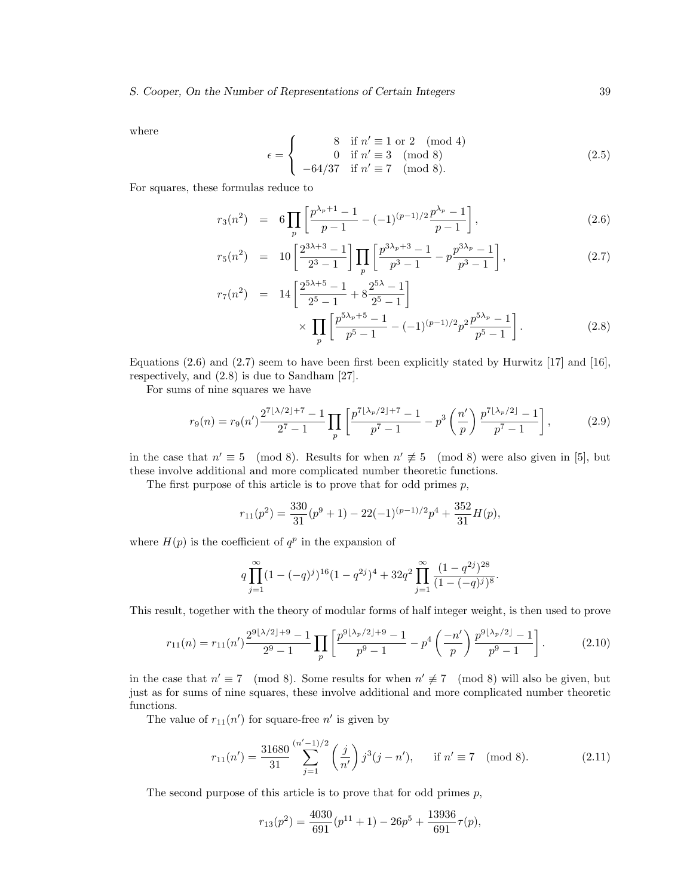where

$$
\epsilon = \begin{cases} 8 & \text{if } n' \equiv 1 \text{ or } 2 \pmod 4 \\ 0 & \text{if } n' \equiv 3 \pmod 8 \\ -64/37 & \text{if } n' \equiv 7 \pmod 8). \end{cases} \tag{2.5}
$$

For squares, these formulas reduce to

$$
r_3(n^2) = 6\prod_p \left[\frac{p^{\lambda_p+1}-1}{p-1} - (-1)^{(p-1)/2}\frac{p^{\lambda_p}-1}{p-1}\right], \tag{2.6}
$$

$$
r_5(n^2) = 10\left[\frac{2^{3\lambda+3}-1}{2^3-1}\right]\prod_p \left[\frac{p^{3\lambda_p+3}-1}{p^3-1} - p\frac{p^{3\lambda_p}-1}{p^3-1}\right], \tag{2.7}
$$

$$
\begin{aligned} r_7(n^2) = {} & 14\left[\frac{2^{5\lambda+5}-1}{2^5-1} + 8\frac{2^{5\lambda}-1}{2^5-1}\right] \\ & \times \prod_p \left[\frac{p^{5\lambda_p+5}-1}{p^5-1} - (-1)^{(p-1)/2}p^2\frac{p^{5\lambda_p}-1}{p^5-1}\right]. \end{aligned} \tag{2.8}
$$

Equations (2.6) and (2.7) seem to have been first been explicitly stated by Hurwitz [17] and [16], respectively, and (2.8) is due to Sandham [27].

For sums of nine squares we have

$$
r_9(n) = r_9(n')\frac{2^{7\lfloor \lambda/2\rfloor+7}-1}{2^7-1}\prod_p \left[\frac{p^{7\lfloor \lambda_p/2\rfloor+7}-1}{p^7-1} - p^3\left(\frac{n'}{p}\right)\frac{p^{7\lfloor \lambda_p/2\rfloor}-1}{p^7-1}\right], \tag{2.9}
$$

in the case that $n' \equiv 5 \pmod 8$. Results for when $n' \not\equiv 5 \pmod 8$ were also given in [5], but these involve additional and more complicated number theoretic functions.

The first purpose of this article is to prove that for odd primes $p$,

$$
r_{11}(p^2) = \frac{330}{31}(p^9+1) - 22(-1)^{(p-1)/2}p^4 + \frac{352}{31}H(p),
$$

where $H(p)$ is the coefficient of $q^p$ in the expansion of

$$
q\prod_{j=1}^{\infty}(1-(-q)^j)^{16}(1-q^{2j})^4 + 32q^2\prod_{j=1}^{\infty}\frac{(1-q^{2j})^{28}}{(1-(-q)^j)^8}.
$$

This result, together with the theory of modular forms of half integer weight, is then used to prove

$$
r_{11}(n) = r_{11}(n')\frac{2^{9\lfloor \lambda/2\rfloor+9}-1}{2^9-1}\prod_p \left[\frac{p^{9\lfloor \lambda_p/2\rfloor+9}-1}{p^9-1} - p^4\left(\frac{-n'}{p}\right)\frac{p^{9\lfloor \lambda_p/2\rfloor}-1}{p^9-1}\right]. \tag{2.10}
$$

in the case that $n' \equiv 7 \pmod 8$. Some results for when $n' \not\equiv 7 \pmod 8$ will also be given, but just as for sums of nine squares, these involve additional and more complicated number theoretic functions.

The value of $r_{11}(n')$ for square-free $n'$ is given by

$$
r_{11}(n') = \frac{31680}{31}\sum_{j=1}^{(n'-1)/2}\left(\frac{j}{n'}\right)j^3(j-n'), \qquad \text{if } n' \equiv 7 \pmod 8. \tag{2.11}
$$

The second purpose of this article is to prove that for odd primes $p$,

$$
r_{13}(p^2) = \frac{4030}{691}(p^{11}+1) - 26p^5 + \frac{13936}{691}\tau(p),
$$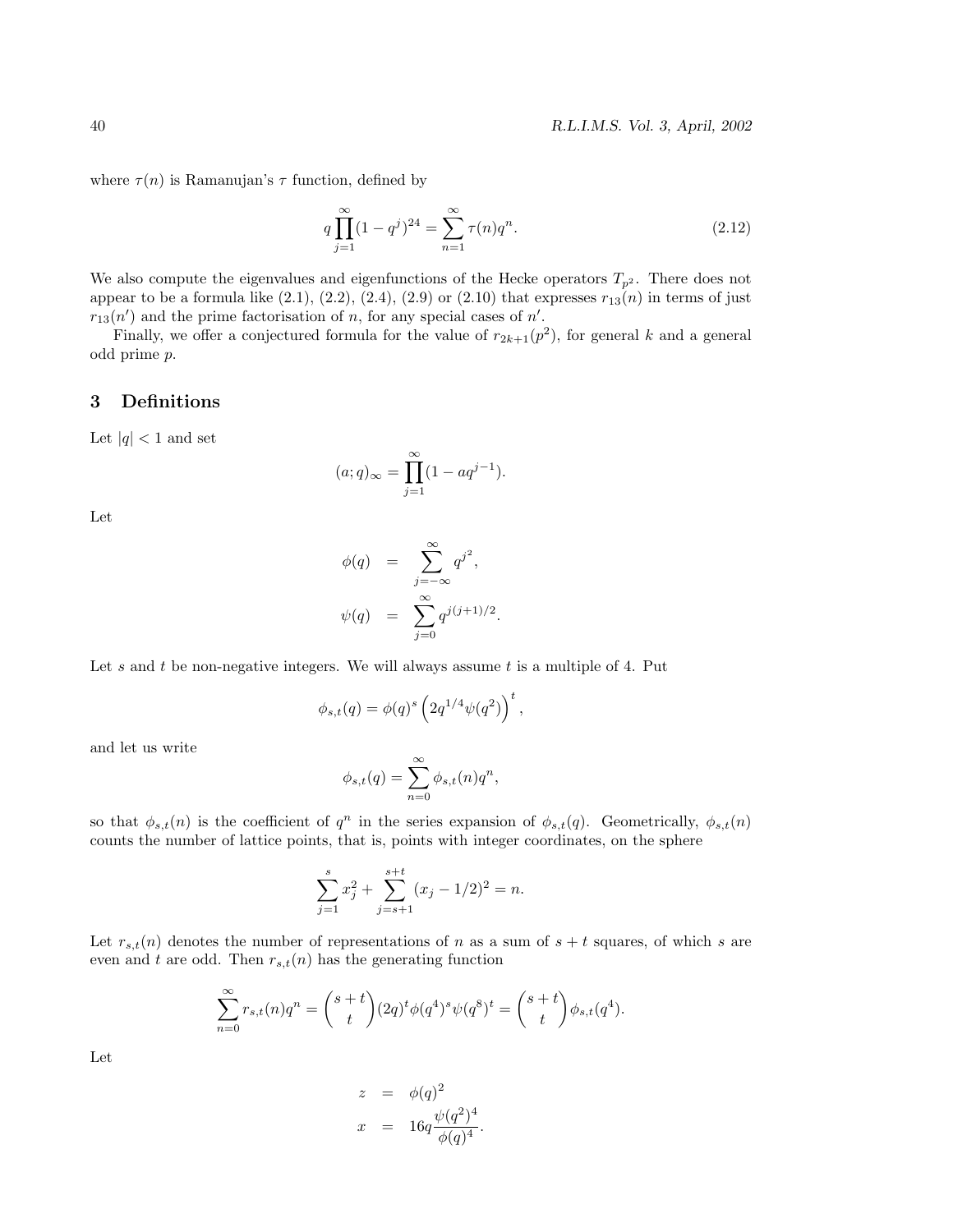where $\tau(n)$ is Ramanujan's $\tau$ function, defined by

$$q\prod_{j=1}^{\infty}(1-q^j)^{24} = \sum_{n=1}^{\infty}\tau(n)q^n. \tag{2.12}$$

We also compute the eigenvalues and eigenfunctions of the Hecke operators $T_{p^2}$. There does not appear to be a formula like (2.1), (2.2), (2.4), (2.9) or (2.10) that expresses $r_{13}(n)$ in terms of just $r_{13}(n')$ and the prime factorisation of $n$, for any special cases of $n'$.

Finally, we offer a conjectured formula for the value of $r_{2k+1}(p^2)$, for general $k$ and a general odd prime $p$.

## 3 Definitions

Let $|q| < 1$ and set

$$(a;q)_\infty = \prod_{j=1}^{\infty}(1-aq^{j-1}).$$

Let

$$\begin{aligned}
\phi(q) &= \sum_{j=-\infty}^{\infty} q^{j^2}, \\
\psi(q) &= \sum_{j=0}^{\infty} q^{j(j+1)/2}.
\end{aligned}$$

Let $s$ and $t$ be non-negative integers. We will always assume $t$ is a multiple of 4. Put

$$\phi_{s,t}(q) = \phi(q)^s \left(2q^{1/4}\psi(q^2)\right)^t,$$

and let us write

$$\phi_{s,t}(q) = \sum_{n=0}^{\infty}\phi_{s,t}(n)q^n,$$

so that $\phi_{s,t}(n)$ is the coefficient of $q^n$ in the series expansion of $\phi_{s,t}(q)$. Geometrically, $\phi_{s,t}(n)$ counts the number of lattice points, that is, points with integer coordinates, on the sphere

$$\sum_{j=1}^{s} x_j^2 + \sum_{j=s+1}^{s+t}(x_j - 1/2)^2 = n.$$

Let $r_{s,t}(n)$ denotes the number of representations of $n$ as a sum of $s+t$ squares, of which $s$ are even and $t$ are odd. Then $r_{s,t}(n)$ has the generating function

$$\sum_{n=0}^{\infty} r_{s,t}(n)q^n = \binom{s+t}{t}(2q)^t\phi(q^4)^s\psi(q^8)^t = \binom{s+t}{t}\phi_{s,t}(q^4).$$

Let

$$\begin{aligned}
z &= \phi(q)^2 \\
x &= 16q\frac{\psi(q^2)^4}{\phi(q)^4}.
\end{aligned}$$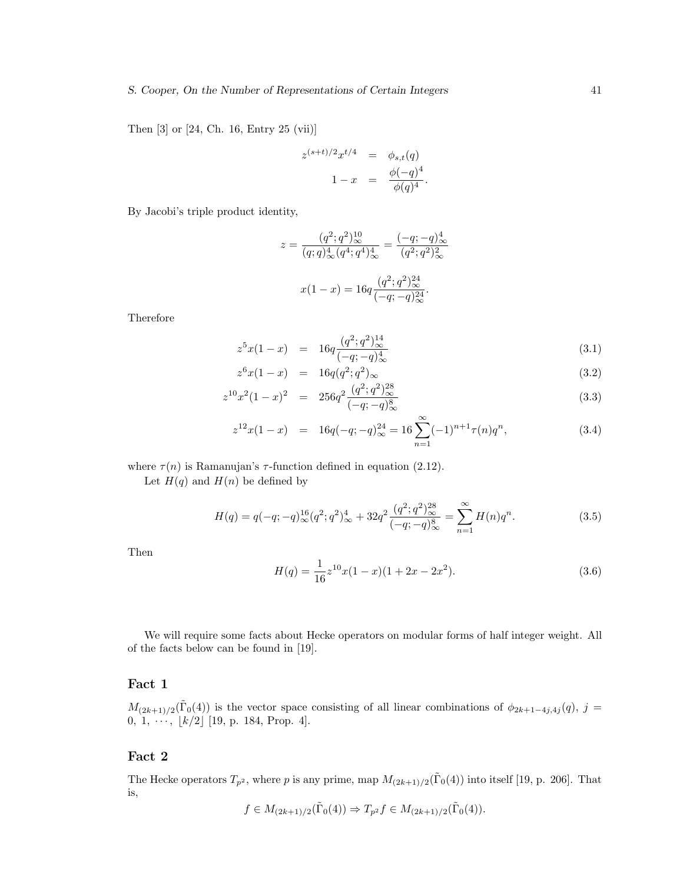Then [3] or [24, Ch. 16, Entry 25 (vii)]

$$\begin{aligned} z^{(s+t)/2}x^{t/4} &= \phi_{s,t}(q) \\ 1-x &= \frac{\phi(-q)^4}{\phi(q)^4}. \end{aligned}$$

By Jacobi's triple product identity,

$$z = \frac{(q^2;q^2)_\infty^{10}}{(q;q)_\infty^4 (q^4;q^4)_\infty^4} = \frac{(-q;-q)_\infty^4}{(q^2;q^2)_\infty^2}$$

$$x(1-x) = 16q\frac{(q^2;q^2)_\infty^{24}}{(-q;-q)_\infty^{24}}.$$

Therefore

$$z^5 x(1-x) = 16q\frac{(q^2;q^2)_\infty^{14}}{(-q;-q)_\infty^4} \tag{3.1}$$

$$z^6 x(1-x) = 16q(q^2;q^2)_\infty \tag{3.2}$$

$$z^{10}x^2(1-x)^2 = 256q^2\frac{(q^2;q^2)_\infty^{28}}{(-q;-q)_\infty^8} \tag{3.3}$$

$$z^{12}x(1-x) = 16q(-q;-q)_\infty^{24} = 16\sum_{n=1}^{\infty}(-1)^{n+1}\tau(n)q^n, \tag{3.4}$$

where $\tau(n)$ is Ramanujan's $\tau$-function defined in equation (2.12).

Let $H(q)$ and $H(n)$ be defined by

$$H(q) = q(-q;-q)_\infty^{16}(q^2;q^2)_\infty^4 + 32q^2\frac{(q^2;q^2)_\infty^{28}}{(-q;-q)_\infty^8} = \sum_{n=1}^{\infty}H(n)q^n. \tag{3.5}$$

Then

$$H(q) = \frac{1}{16}z^{10}x(1-x)(1+2x-2x^2). \tag{3.6}$$

We will require some facts about Hecke operators on modular forms of half integer weight. All of the facts below can be found in [19].

## Fact 1

$M_{(2k+1)/2}(\tilde{\Gamma}_0(4))$ is the vector space consisting of all linear combinations of $\phi_{2k+1-4j,4j}(q)$, $j = 0,\ 1,\ \cdots,\ \lfloor k/2 \rfloor$ [19, p. 184, Prop. 4].

## Fact 2

The Hecke operators $T_{p^2}$, where $p$ is any prime, map $M_{(2k+1)/2}(\tilde{\Gamma}_0(4))$ into itself [19, p. 206]. That is,

$$f \in M_{(2k+1)/2}(\tilde{\Gamma}_0(4)) \Rightarrow T_{p^2}f \in M_{(2k+1)/2}(\tilde{\Gamma}_0(4)).$$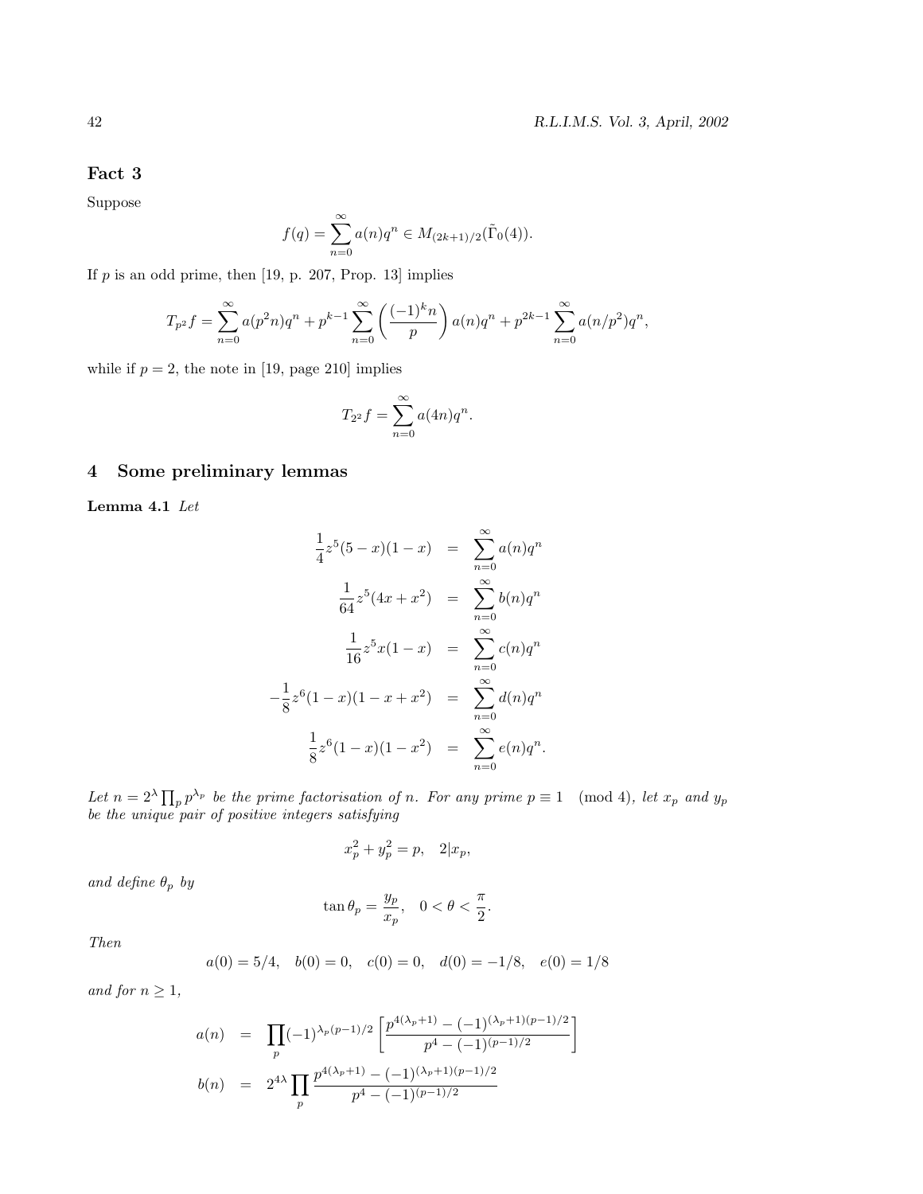### Fact 3

Suppose

$$f(q) = \sum_{n=0}^{\infty} a(n)q^n \in M_{(2k+1)/2}(\tilde{\Gamma}_0(4)).$$

If $p$ is an odd prime, then [19, p. 207, Prop. 13] implies

$$T_{p^2} f = \sum_{n=0}^{\infty} a(p^2 n)q^n + p^{k-1} \sum_{n=0}^{\infty} \left( \frac{(-1)^k n}{p} \right) a(n)q^n + p^{2k-1} \sum_{n=0}^{\infty} a(n/p^2)q^n,$$

while if $p = 2$, the note in [19, page 210] implies

$$T_{2^2} f = \sum_{n=0}^{\infty} a(4n)q^n.$$

## 4 Some preliminary lemmas

**Lemma 4.1** *Let*

$$\begin{aligned}
\frac{1}{4} z^5 (5-x)(1-x) &= \sum_{n=0}^{\infty} a(n)q^n \\
\frac{1}{64} z^5 (4x + x^2) &= \sum_{n=0}^{\infty} b(n)q^n \\
\frac{1}{16} z^5 x(1-x) &= \sum_{n=0}^{\infty} c(n)q^n \\
-\frac{1}{8} z^6 (1-x)(1-x+x^2) &= \sum_{n=0}^{\infty} d(n)q^n \\
\frac{1}{8} z^6 (1-x)(1-x^2) &= \sum_{n=0}^{\infty} e(n)q^n.
\end{aligned}$$

*Let $n = 2^\lambda \prod_p p^{\lambda_p}$ be the prime factorisation of $n$. For any prime $p \equiv 1 \pmod 4$, let $x_p$ and $y_p$ be the unique pair of positive integers satisfying*

$$x_p^2 + y_p^2 = p, \quad 2 | x_p,$$

*and define $\theta_p$ by*

$$\tan \theta_p = \frac{y_p}{x_p}, \quad 0 < \theta < \frac{\pi}{2}.$$

*Then*

$$a(0) = 5/4, \quad b(0) = 0, \quad c(0) = 0, \quad d(0) = -1/8, \quad e(0) = 1/8$$

*and for $n \geq 1$,*

$$\begin{aligned}
a(n) &= \prod_p (-1)^{\lambda_p (p-1)/2} \left[ \frac{p^{4(\lambda_p+1)} - (-1)^{(\lambda_p+1)(p-1)/2}}{p^4 - (-1)^{(p-1)/2}} \right] \\
b(n) &= 2^{4\lambda} \prod_p \frac{p^{4(\lambda_p+1)} - (-1)^{(\lambda_p+1)(p-1)/2}}{p^4 - (-1)^{(p-1)/2}}
\end{aligned}$$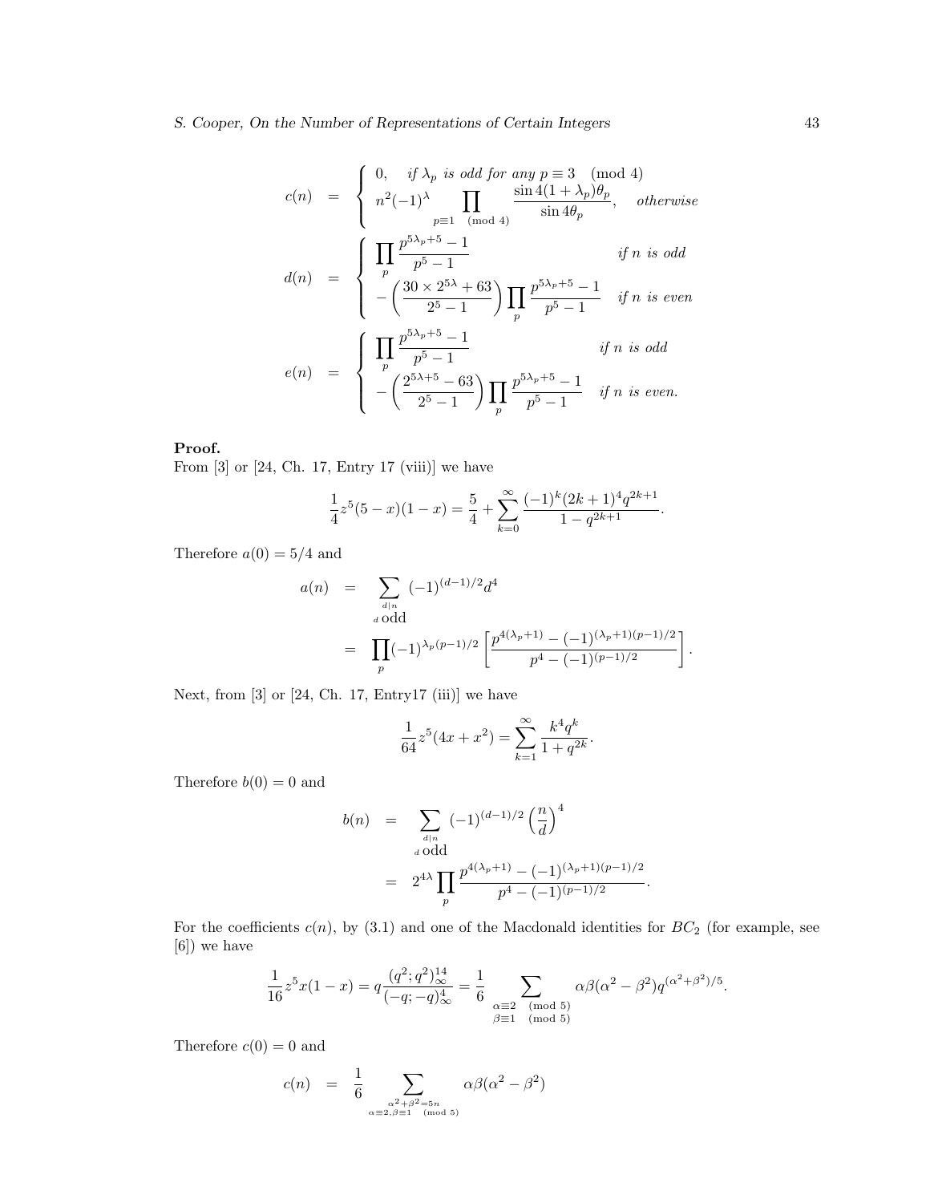$$
c(n) = \begin{cases} 0, & \text{if } \lambda_p \text{ is odd for any } p \equiv 3 \pmod 4 \\ n^2(-1)^\lambda \displaystyle\prod_{p\equiv 1 \pmod 4} \frac{\sin 4(1+\lambda_p)\theta_p}{\sin 4\theta_p}, & \text{otherwise} \end{cases}
$$

$$
d(n) = \begin{cases} \displaystyle\prod_p \frac{p^{5\lambda_p+5}-1}{p^5-1} & \text{if } n \text{ is odd} \\ -\left(\dfrac{30\times 2^{5\lambda}+63}{2^5-1}\right)\displaystyle\prod_p \frac{p^{5\lambda_p+5}-1}{p^5-1} & \text{if } n \text{ is even} \end{cases}
$$

$$
e(n) = \begin{cases} \displaystyle\prod_p \frac{p^{5\lambda_p+5}-1}{p^5-1} & \text{if } n \text{ is odd} \\ -\left(\dfrac{2^{5\lambda+5}-63}{2^5-1}\right)\displaystyle\prod_p \frac{p^{5\lambda_p+5}-1}{p^5-1} & \text{if } n \text{ is even.} \end{cases}
$$

**Proof.**
From [3] or [24, Ch. 17, Entry 17 (viii)] we have

$$
\frac{1}{4}z^5(5-x)(1-x) = \frac{5}{4} + \sum_{k=0}^{\infty} \frac{(-1)^k(2k+1)^4 q^{2k+1}}{1-q^{2k+1}}.
$$

Therefore $a(0) = 5/4$ and

$$
\begin{aligned}
a(n) &= \sum_{\substack{d|n \\ d \text{ odd}}} (-1)^{(d-1)/2} d^4 \\
&= \prod_p (-1)^{\lambda_p(p-1)/2} \left[ \frac{p^{4(\lambda_p+1)} - (-1)^{(\lambda_p+1)(p-1)/2}}{p^4 - (-1)^{(p-1)/2}} \right].
\end{aligned}
$$

Next, from [3] or [24, Ch. 17, Entry17 (iii)] we have

$$
\frac{1}{64}z^5(4x+x^2) = \sum_{k=1}^{\infty} \frac{k^4 q^k}{1+q^{2k}}.
$$

Therefore $b(0) = 0$ and

$$
\begin{aligned}
b(n) &= \sum_{\substack{d|n \\ d \text{ odd}}} (-1)^{(d-1)/2} \left(\frac{n}{d}\right)^4 \\
&= 2^{4\lambda} \prod_p \frac{p^{4(\lambda_p+1)} - (-1)^{(\lambda_p+1)(p-1)/2}}{p^4 - (-1)^{(p-1)/2}}.
\end{aligned}
$$

For the coefficients $c(n)$, by (3.1) and one of the Macdonald identities for $BC_2$ (for example, see [6]) we have

$$
\frac{1}{16}z^5 x(1-x) = q\frac{(q^2;q^2)_\infty^{14}}{(-q;-q)_\infty^4} = \frac{1}{6} \sum_{\substack{\alpha \equiv 2 \pmod 5 \\ \beta \equiv 1 \pmod 5}} \alpha\beta(\alpha^2-\beta^2) q^{(\alpha^2+\beta^2)/5}.
$$

Therefore $c(0) = 0$ and

$$
c(n) = \frac{1}{6} \sum_{\substack{\alpha^2+\beta^2=5n \\ \alpha\equiv 2, \beta \equiv 1 \pmod 5}} \alpha\beta(\alpha^2-\beta^2)
$$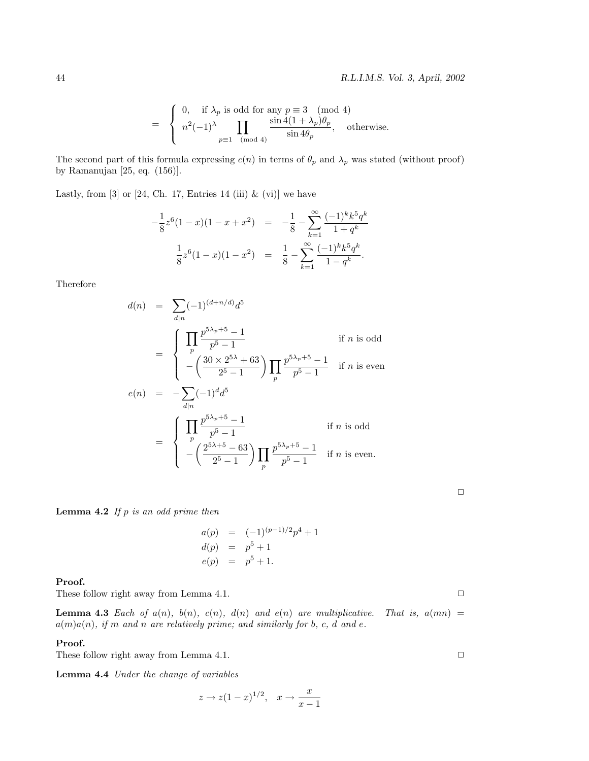$$
= \begin{cases} 0, & \text{if } \lambda_p \text{ is odd for any } p \equiv 3 \pmod 4 \\ n^2(-1)^\lambda \displaystyle\prod_{p\equiv 1 \pmod 4} \frac{\sin 4(1+\lambda_p)\theta_p}{\sin 4\theta_p}, & \text{otherwise.} \end{cases}
$$

The second part of this formula expressing $c(n)$ in terms of $\theta_p$ and $\lambda_p$ was stated (without proof) by Ramanujan [25, eq. (156)].

Lastly, from [3] or [24, Ch. 17, Entries 14 (iii) & (vi)] we have

$$
\begin{aligned}
-\frac{1}{8}z^6(1-x)(1-x+x^2) &= -\frac{1}{8} - \sum_{k=1}^{\infty} \frac{(-1)^k k^5 q^k}{1+q^k} \\
\frac{1}{8}z^6(1-x)(1-x^2) &= \frac{1}{8} - \sum_{k=1}^{\infty} \frac{(-1)^k k^5 q^k}{1-q^k}.
\end{aligned}
$$

Therefore

$$
\begin{aligned}
d(n) &= \sum_{d|n} (-1)^{(d+n/d)} d^5 \\
&= \begin{cases} \displaystyle\prod_p \frac{p^{5\lambda_p+5}-1}{p^5-1} & \text{if } n \text{ is odd} \\ -\left(\dfrac{30\times 2^{5\lambda}+63}{2^5-1}\right) \displaystyle\prod_p \frac{p^{5\lambda_p+5}-1}{p^5-1} & \text{if } n \text{ is even} \end{cases} \\
e(n) &= -\sum_{d|n} (-1)^d d^5 \\
&= \begin{cases} \displaystyle\prod_p \frac{p^{5\lambda_p+5}-1}{p^5-1} & \text{if } n \text{ is odd} \\ -\left(\dfrac{2^{5\lambda+5}-63}{2^5-1}\right) \displaystyle\prod_p \frac{p^{5\lambda_p+5}-1}{p^5-1} & \text{if } n \text{ is even.} \end{cases}
\end{aligned}
$$

□

**Lemma 4.2** *If $p$ is an odd prime then*

$$
\begin{aligned}
a(p) &= (-1)^{(p-1)/2} p^4 + 1 \\
d(p) &= p^5 + 1 \\
e(p) &= p^5 + 1.
\end{aligned}
$$

**Proof.**
These follow right away from Lemma 4.1. □

**Lemma 4.3** *Each of $a(n)$, $b(n)$, $c(n)$, $d(n)$ and $e(n)$ are multiplicative. That is, $a(mn) = a(m)a(n)$, if $m$ and $n$ are relatively prime; and similarly for $b$, $c$, $d$ and $e$.*

**Proof.**
These follow right away from Lemma 4.1. □

**Lemma 4.4** *Under the change of variables*

$$
z \to z(1-x)^{1/2}, \quad x \to \frac{x}{x-1}
$$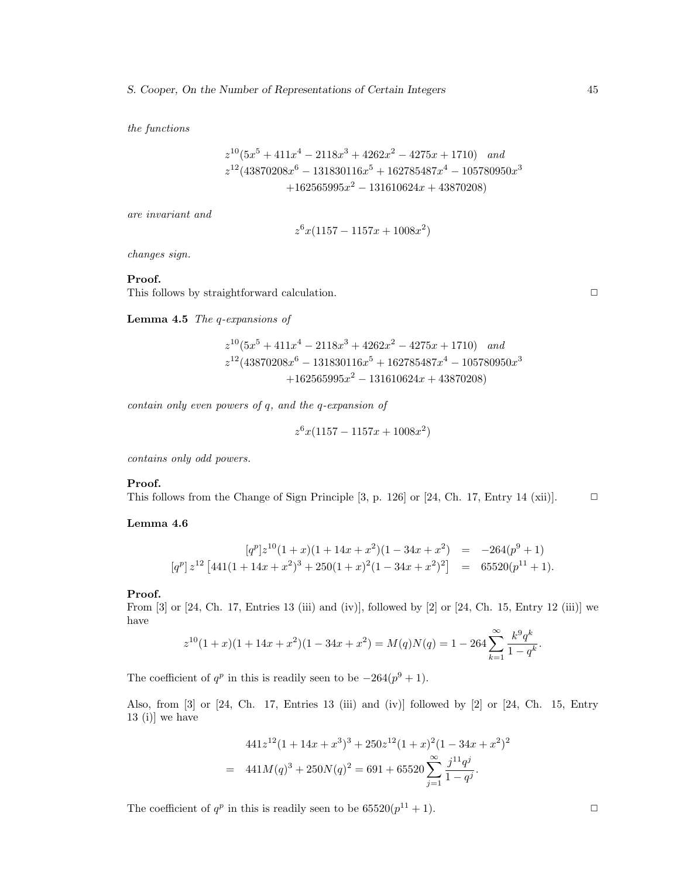*the functions*

$$z^{10}(5x^5 + 411x^4 - 2118x^3 + 4262x^2 - 4275x + 1710) \quad and$$
$$z^{12}(43870208x^6 - 131830116x^5 + 162785487x^4 - 105780950x^3 + 162565995x^2 - 131610624x + 43870208)$$

*are invariant and*

$$z^6 x(1157 - 1157x + 1008x^2)$$

*changes sign.*

**Proof.**
This follows by straightforward calculation. □

**Lemma 4.5** *The q-expansions of*

$$z^{10}(5x^5 + 411x^4 - 2118x^3 + 4262x^2 - 4275x + 1710) \quad and$$
$$z^{12}(43870208x^6 - 131830116x^5 + 162785487x^4 - 105780950x^3 + 162565995x^2 - 131610624x + 43870208)$$

*contain only even powers of q, and the q-expansion of*

$$z^6 x(1157 - 1157x + 1008x^2)$$

*contains only odd powers.*

**Proof.**
This follows from the Change of Sign Principle [3, p. 126] or [24, Ch. 17, Entry 14 (xii)]. □

**Lemma 4.6**

$$\begin{aligned}
[q^p] z^{10}(1+x)(1+14x+x^2)(1-34x+x^2) &= -264(p^9+1) \\
[q^p]\, z^{12}\left[441(1+14x+x^2)^3 + 250(1+x)^2(1-34x+x^2)^2\right] &= 65520(p^{11}+1).
\end{aligned}$$

**Proof.**
From [3] or [24, Ch. 17, Entries 13 (iii) and (iv)], followed by [2] or [24, Ch. 15, Entry 12 (iii)] we have

$$z^{10}(1+x)(1+14x+x^2)(1-34x+x^2) = M(q)N(q) = 1 - 264\sum_{k=1}^{\infty} \frac{k^9 q^k}{1-q^k}.$$

The coefficient of $q^p$ in this is readily seen to be $-264(p^9+1)$.

Also, from [3] or [24, Ch. 17, Entries 13 (iii) and (iv)] followed by [2] or [24, Ch. 15, Entry 13 (i)] we have

$$\begin{aligned}
& 441z^{12}(1+14x+x^3)^3 + 250z^{12}(1+x)^2(1-34x+x^2)^2 \\
= \; & 441M(q)^3 + 250N(q)^2 = 691 + 65520\sum_{j=1}^{\infty} \frac{j^{11}q^j}{1-q^j}.
\end{aligned}$$

The coefficient of $q^p$ in this is readily seen to be $65520(p^{11}+1)$. □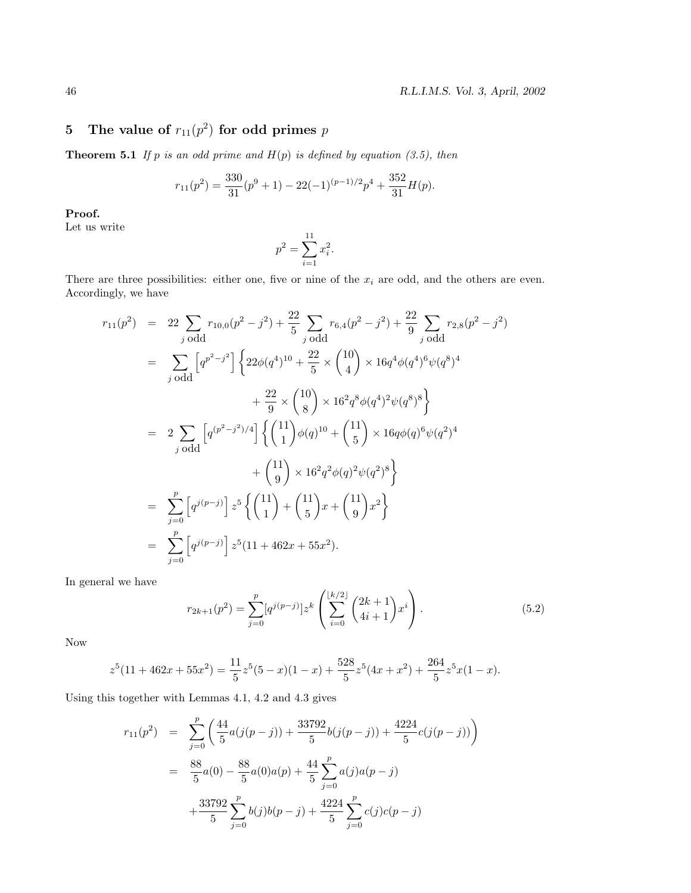## 5 The value of $r_{11}(p^2)$ for odd primes $p$

**Theorem 5.1** *If $p$ is an odd prime and $H(p)$ is defined by equation (3.5), then*

$$r_{11}(p^2) = \frac{330}{31}(p^9+1) - 22(-1)^{(p-1)/2}p^4 + \frac{352}{31}H(p).$$

**Proof.**
Let us write

$$p^2 = \sum_{i=1}^{11} x_i^2.$$

There are three possibilities: either one, five or nine of the $x_i$ are odd, and the others are even. Accordingly, we have

$$\begin{aligned}
r_{11}(p^2) &= 22\sum_{j \text{ odd}} r_{10,0}(p^2-j^2) + \frac{22}{5}\sum_{j \text{ odd}} r_{6,4}(p^2-j^2) + \frac{22}{9}\sum_{j \text{ odd}} r_{2,8}(p^2-j^2) \\
&= \sum_{j \text{ odd}} \left[q^{p^2-j^2}\right] \left\{ 22\phi(q^4)^{10} + \frac{22}{5} \times \binom{10}{4} \times 16q^4\phi(q^4)^6\psi(q^8)^4 \right. \\
&\qquad \left. + \frac{22}{9} \times \binom{10}{8} \times 16^2 q^8 \phi(q^4)^2\psi(q^8)^8 \right\} \\
&= 2\sum_{j \text{ odd}} \left[q^{(p^2-j^2)/4}\right] \left\{ \binom{11}{1}\phi(q)^{10} + \binom{11}{5} \times 16q\phi(q)^6\psi(q^2)^4 \right. \\
&\qquad \left. + \binom{11}{9} \times 16^2 q^2 \phi(q)^2\psi(q^2)^8 \right\} \\
&= \sum_{j=0}^{p} \left[q^{j(p-j)}\right] z^5 \left\{ \binom{11}{1} + \binom{11}{5}x + \binom{11}{9}x^2 \right\} \\
&= \sum_{j=0}^{p} \left[q^{j(p-j)}\right] z^5(11 + 462x + 55x^2).
\end{aligned}$$

In general we have

$$r_{2k+1}(p^2) = \sum_{j=0}^{p}[q^{j(p-j)}]z^k\left(\sum_{i=0}^{\lfloor k/2 \rfloor}\binom{2k+1}{4i+1}x^i\right). \tag{5.2}$$

Now

$$z^5(11+462x+55x^2) = \frac{11}{5}z^5(5-x)(1-x) + \frac{528}{5}z^5(4x+x^2) + \frac{264}{5}z^5x(1-x).$$

Using this together with Lemmas 4.1, 4.2 and 4.3 gives

$$\begin{aligned}
r_{11}(p^2) &= \sum_{j=0}^{p}\left(\frac{44}{5}a(j(p-j)) + \frac{33792}{5}b(j(p-j)) + \frac{4224}{5}c(j(p-j))\right) \\
&= \frac{88}{5}a(0) - \frac{88}{5}a(0)a(p) + \frac{44}{5}\sum_{j=0}^{p}a(j)a(p-j) \\
&\quad + \frac{33792}{5}\sum_{j=0}^{p}b(j)b(p-j) + \frac{4224}{5}\sum_{j=0}^{p}c(j)c(p-j)
\end{aligned}$$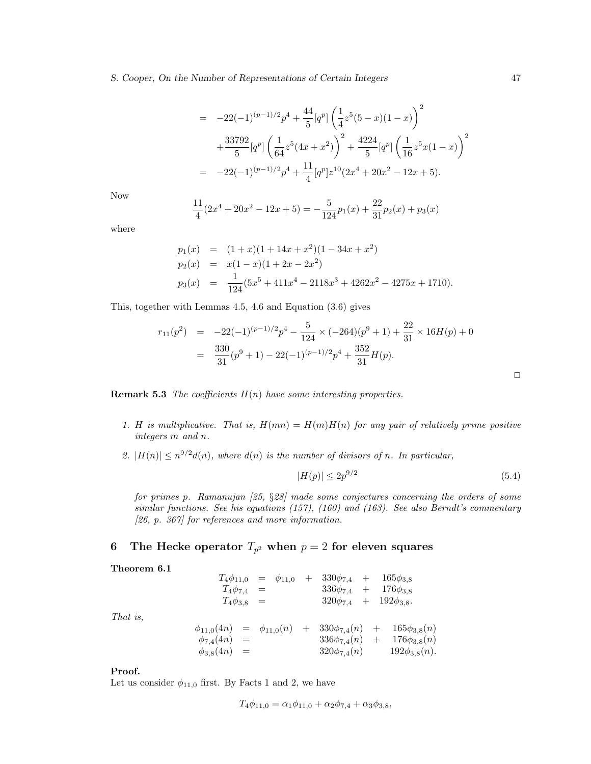$$
\begin{aligned}
&= -22(-1)^{(p-1)/2}p^4 + \frac{44}{5}[q^p]\left(\frac{1}{4}z^5(5-x)(1-x)\right)^2 \\
&\quad + \frac{33792}{5}[q^p]\left(\frac{1}{64}z^5(4x+x^2)\right)^2 + \frac{4224}{5}[q^p]\left(\frac{1}{16}z^5x(1-x)\right)^2 \\
&= -22(-1)^{(p-1)/2}p^4 + \frac{11}{4}[q^p]z^{10}(2x^4+20x^2-12x+5).
\end{aligned}
$$

Now

$$
\frac{11}{4}(2x^4+20x^2-12x+5) = -\frac{5}{124}p_1(x) + \frac{22}{31}p_2(x) + p_3(x)
$$

where

$$
\begin{aligned}
p_1(x) &= (1+x)(1+14x+x^2)(1-34x+x^2) \\
p_2(x) &= x(1-x)(1+2x-2x^2) \\
p_3(x) &= \frac{1}{124}(5x^5+411x^4-2118x^3+4262x^2-4275x+1710).
\end{aligned}
$$

This, together with Lemmas 4.5, 4.6 and Equation (3.6) gives

$$
\begin{aligned}
r_{11}(p^2) &= -22(-1)^{(p-1)/2}p^4 - \frac{5}{124}\times(-264)(p^9+1) + \frac{22}{31}\times 16H(p) + 0 \\
&= \frac{330}{31}(p^9+1) - 22(-1)^{(p-1)/2}p^4 + \frac{352}{31}H(p).
\end{aligned}
$$

□

**Remark 5.3** *The coefficients $H(n)$ have some interesting properties.*

1. *$H$ is multiplicative. That is, $H(mn) = H(m)H(n)$ for any pair of relatively prime positive integers $m$ and $n$.*
2. *$|H(n)| \le n^{9/2}d(n)$, where $d(n)$ is the number of divisors of $n$. In particular,*

$$
|H(p)| \le 2p^{9/2} \tag{5.4}
$$

*for primes $p$. Ramanujan [25, §28] made some conjectures concerning the orders of some similar functions. See his equations (157), (160) and (163). See also Berndt's commentary [26, p. 367] for references and more information.*

## 6 The Hecke operator $T_{p^2}$ when $p = 2$ for eleven squares

**Theorem 6.1**

$$
\begin{aligned}
T_4\phi_{11,0} &= \phi_{11,0} + 330\phi_{7,4} + 165\phi_{3,8} \\
T_4\phi_{7,4} &= 336\phi_{7,4} + 176\phi_{3,8} \\
T_4\phi_{3,8} &= 320\phi_{7,4} + 192\phi_{3,8}.
\end{aligned}
$$

*That is,*

$$
\begin{aligned}
\phi_{11,0}(4n) &= \phi_{11,0}(n) + 330\phi_{7,4}(n) + 165\phi_{3,8}(n) \\
\phi_{7,4}(4n) &= 336\phi_{7,4}(n) + 176\phi_{3,8}(n) \\
\phi_{3,8}(4n) &= 320\phi_{7,4}(n) \quad 192\phi_{3,8}(n).
\end{aligned}
$$

**Proof.**
Let us consider $\phi_{11,0}$ first. By Facts 1 and 2, we have

$$
T_4\phi_{11,0} = \alpha_1\phi_{11,0} + \alpha_2\phi_{7,4} + \alpha_3\phi_{3,8},
$$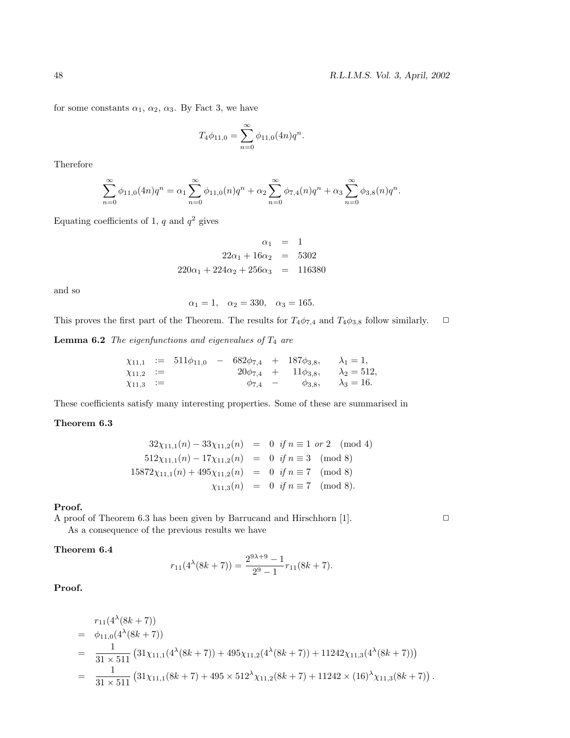for some constants $\alpha_1$, $\alpha_2$, $\alpha_3$. By Fact 3, we have

$$T_4\phi_{11,0} = \sum_{n=0}^{\infty} \phi_{11,0}(4n)q^n.$$

Therefore

$$\sum_{n=0}^{\infty} \phi_{11,0}(4n)q^n = \alpha_1 \sum_{n=0}^{\infty} \phi_{11,0}(n)q^n + \alpha_2 \sum_{n=0}^{\infty} \phi_{7,4}(n)q^n + \alpha_3 \sum_{n=0}^{\infty} \phi_{3,8}(n)q^n.$$

Equating coefficients of 1, $q$ and $q^2$ gives

$$\begin{aligned}
\alpha_1 &= 1 \\
22\alpha_1 + 16\alpha_2 &= 5302 \\
220\alpha_1 + 224\alpha_2 + 256\alpha_3 &= 116380
\end{aligned}$$

and so

$$\alpha_1 = 1, \quad \alpha_2 = 330, \quad \alpha_3 = 165.$$

This proves the first part of the Theorem. The results for $T_4\phi_{7,4}$ and $T_4\phi_{3,8}$ follow similarly. $\square$

**Lemma 6.2** *The eigenfunctions and eigenvalues of $T_4$ are*

$$\begin{array}{llrlrl}
\chi_{11,1} := & 511\phi_{11,0} & - & 682\phi_{7,4} + & 187\phi_{3,8}, & \lambda_1 = 1, \\
\chi_{11,2} := & & & 20\phi_{7,4} + & 11\phi_{3,8}, & \lambda_2 = 512, \\
\chi_{11,3} := & & & \phi_{7,4} - & \phi_{3,8}, & \lambda_3 = 16.
\end{array}$$

These coefficients satisfy many interesting properties. Some of these are summarised in

**Theorem 6.3**

$$\begin{aligned}
32\chi_{11,1}(n) - 33\chi_{11,2}(n) &= 0 \ \text{ if } n \equiv 1 \text{ or } 2 \pmod 4 \\
512\chi_{11,1}(n) - 17\chi_{11,2}(n) &= 0 \ \text{ if } n \equiv 3 \pmod 8 \\
15872\chi_{11,1}(n) + 495\chi_{11,2}(n) &= 0 \ \text{ if } n \equiv 7 \pmod 8 \\
\chi_{11,3}(n) &= 0 \ \text{ if } n \equiv 7 \pmod 8.
\end{aligned}$$

**Proof.**
A proof of Theorem 6.3 has been given by Barrucand and Hirschhorn [1]. $\square$

As a consequence of the previous results we have

**Theorem 6.4**

$$r_{11}(4^\lambda(8k+7)) = \frac{2^{9\lambda+9} - 1}{2^9 - 1} r_{11}(8k+7).$$

**Proof.**

$$\begin{aligned}
& r_{11}(4^\lambda(8k+7)) \\
= \ & \phi_{11,0}(4^\lambda(8k+7)) \\
= \ & \frac{1}{31 \times 511}\left(31\chi_{11,1}(4^\lambda(8k+7)) + 495\chi_{11,2}(4^\lambda(8k+7)) + 11242\chi_{11,3}(4^\lambda(8k+7))\right) \\
= \ & \frac{1}{31 \times 511}\left(31\chi_{11,1}(8k+7) + 495 \times 512^\lambda \chi_{11,2}(8k+7) + 11242 \times (16)^\lambda \chi_{11,3}(8k+7)\right).
\end{aligned}$$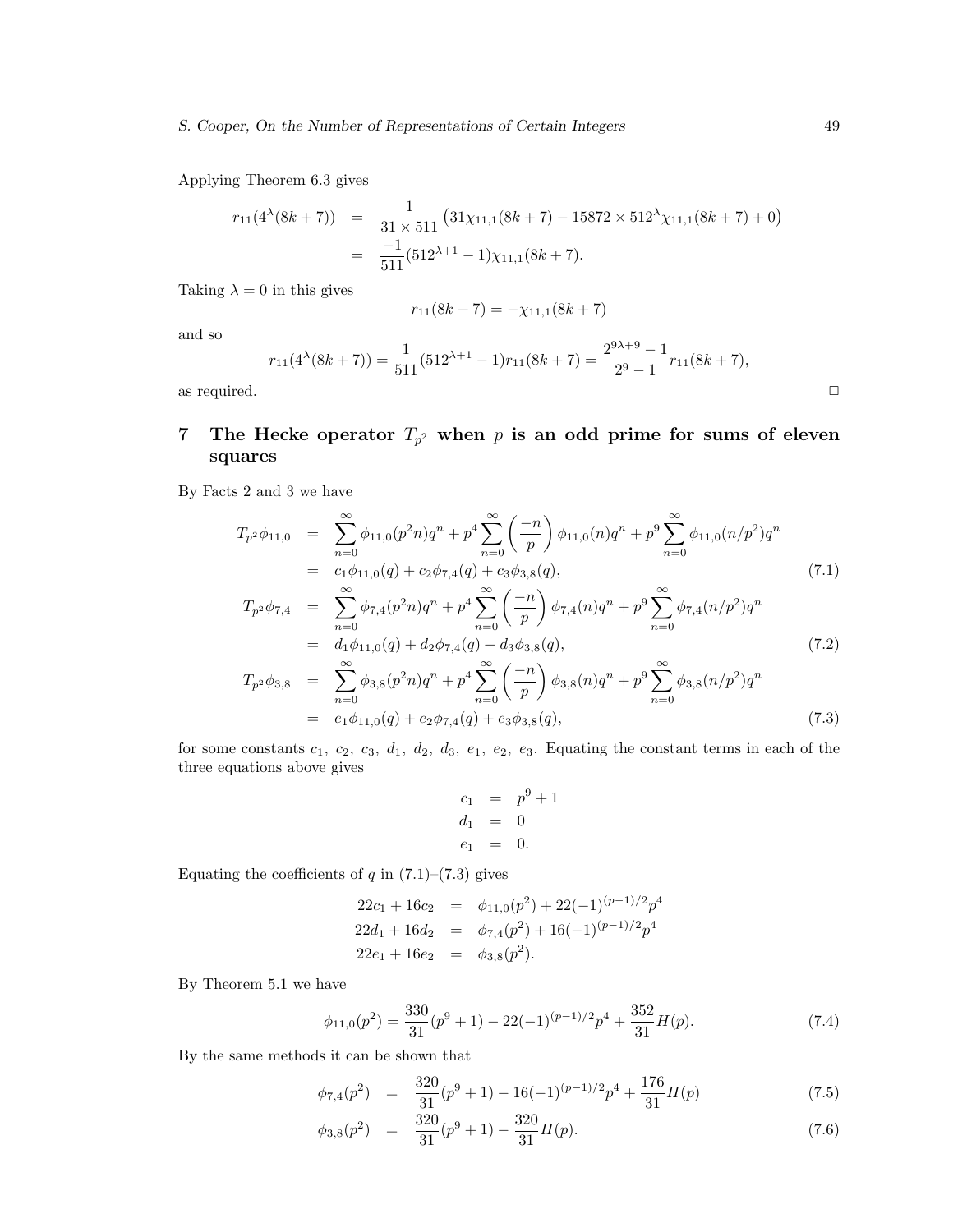Applying Theorem 6.3 gives

$$\begin{aligned}
r_{11}(4^\lambda(8k+7)) &= \frac{1}{31\times 511}\left(31\chi_{11,1}(8k+7) - 15872\times 512^\lambda \chi_{11,1}(8k+7) + 0\right) \\
&= \frac{-1}{511}(512^{\lambda+1}-1)\chi_{11,1}(8k+7).
\end{aligned}$$

Taking $\lambda = 0$ in this gives

$$r_{11}(8k+7) = -\chi_{11,1}(8k+7)$$

and so

$$r_{11}(4^\lambda(8k+7)) = \frac{1}{511}(512^{\lambda+1}-1)r_{11}(8k+7) = \frac{2^{9\lambda+9}-1}{2^9-1}r_{11}(8k+7),$$

as required. □

## 7 The Hecke operator $T_{p^2}$ when $p$ is an odd prime for sums of eleven squares

By Facts 2 and 3 we have

$$\begin{aligned}
T_{p^2}\phi_{11,0} &= \sum_{n=0}^{\infty}\phi_{11,0}(p^2n)q^n + p^4\sum_{n=0}^{\infty}\left(\frac{-n}{p}\right)\phi_{11,0}(n)q^n + p^9\sum_{n=0}^{\infty}\phi_{11,0}(n/p^2)q^n \\
&= c_1\phi_{11,0}(q) + c_2\phi_{7,4}(q) + c_3\phi_{3,8}(q), \qquad (7.1)\\
T_{p^2}\phi_{7,4} &= \sum_{n=0}^{\infty}\phi_{7,4}(p^2n)q^n + p^4\sum_{n=0}^{\infty}\left(\frac{-n}{p}\right)\phi_{7,4}(n)q^n + p^9\sum_{n=0}^{\infty}\phi_{7,4}(n/p^2)q^n \\
&= d_1\phi_{11,0}(q) + d_2\phi_{7,4}(q) + d_3\phi_{3,8}(q), \qquad (7.2)\\
T_{p^2}\phi_{3,8} &= \sum_{n=0}^{\infty}\phi_{3,8}(p^2n)q^n + p^4\sum_{n=0}^{\infty}\left(\frac{-n}{p}\right)\phi_{3,8}(n)q^n + p^9\sum_{n=0}^{\infty}\phi_{3,8}(n/p^2)q^n \\
&= e_1\phi_{11,0}(q) + e_2\phi_{7,4}(q) + e_3\phi_{3,8}(q), \qquad (7.3)
\end{aligned}$$

for some constants $c_1$, $c_2$, $c_3$, $d_1$, $d_2$, $d_3$, $e_1$, $e_2$, $e_3$. Equating the constant terms in each of the three equations above gives

$$\begin{aligned}
c_1 &= p^9+1\\
d_1 &= 0\\
e_1 &= 0.
\end{aligned}$$

Equating the coefficients of $q$ in (7.1)–(7.3) gives

$$\begin{aligned}
22c_1 + 16c_2 &= \phi_{11,0}(p^2) + 22(-1)^{(p-1)/2}p^4\\
22d_1 + 16d_2 &= \phi_{7,4}(p^2) + 16(-1)^{(p-1)/2}p^4\\
22e_1 + 16e_2 &= \phi_{3,8}(p^2).
\end{aligned}$$

By Theorem 5.1 we have

$$\phi_{11,0}(p^2) = \frac{330}{31}(p^9+1) - 22(-1)^{(p-1)/2}p^4 + \frac{352}{31}H(p). \qquad (7.4)$$

By the same methods it can be shown that

$$\begin{aligned}
\phi_{7,4}(p^2) &= \frac{320}{31}(p^9+1) - 16(-1)^{(p-1)/2}p^4 + \frac{176}{31}H(p) \qquad (7.5)\\
\phi_{3,8}(p^2) &= \frac{320}{31}(p^9+1) - \frac{320}{31}H(p). \qquad (7.6)
\end{aligned}$$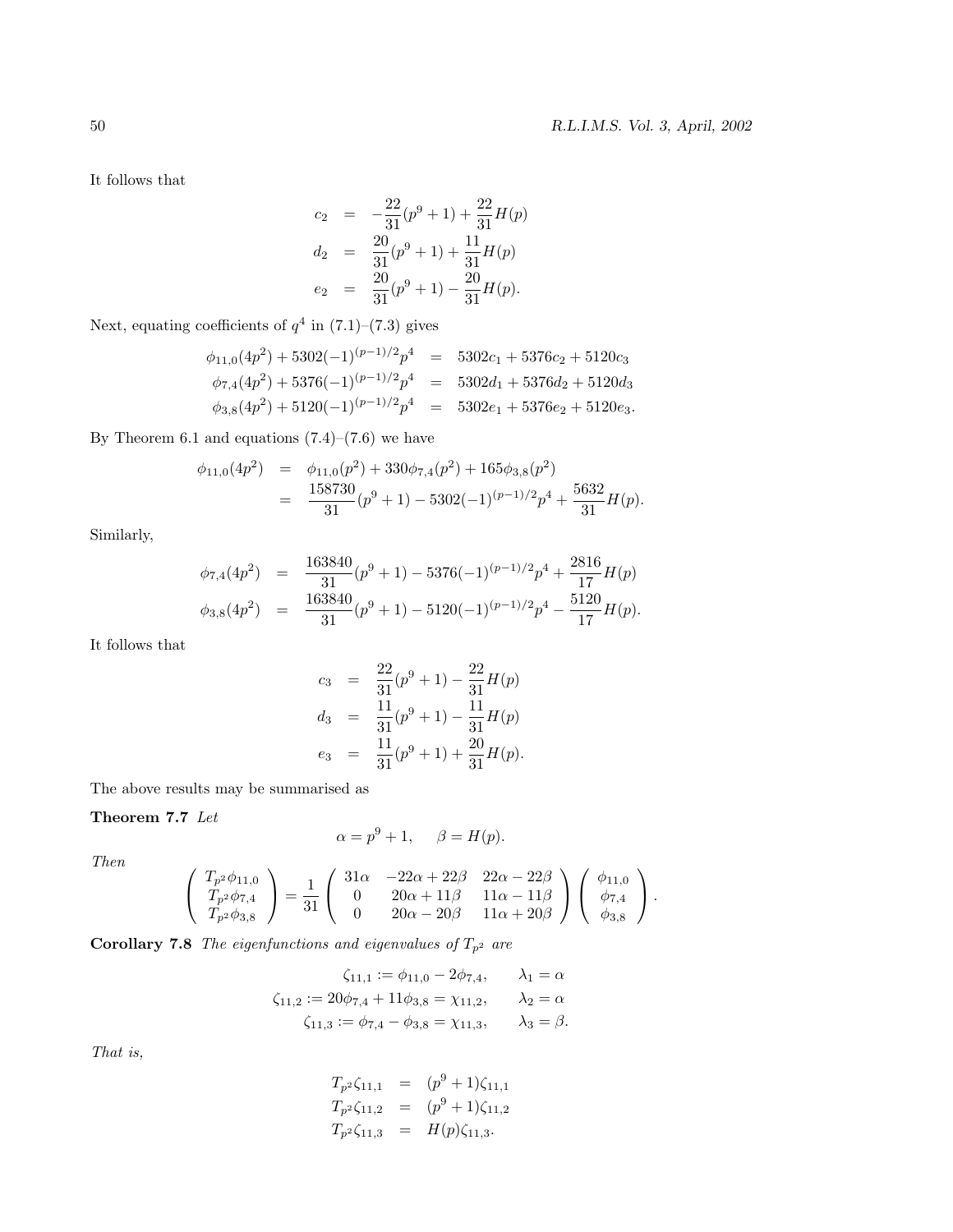It follows that

$$
\begin{aligned}
c_2 &= -\frac{22}{31}(p^9+1) + \frac{22}{31}H(p) \\
d_2 &= \frac{20}{31}(p^9+1) + \frac{11}{31}H(p) \\
e_2 &= \frac{20}{31}(p^9+1) - \frac{20}{31}H(p).
\end{aligned}
$$

Next, equating coefficients of $q^4$ in (7.1)–(7.3) gives

$$
\begin{aligned}
\phi_{11,0}(4p^2) + 5302(-1)^{(p-1)/2}p^4 &= 5302c_1 + 5376c_2 + 5120c_3 \\
\phi_{7,4}(4p^2) + 5376(-1)^{(p-1)/2}p^4 &= 5302d_1 + 5376d_2 + 5120d_3 \\
\phi_{3,8}(4p^2) + 5120(-1)^{(p-1)/2}p^4 &= 5302e_1 + 5376e_2 + 5120e_3.
\end{aligned}
$$

By Theorem 6.1 and equations (7.4)–(7.6) we have

$$
\begin{aligned}
\phi_{11,0}(4p^2) &= \phi_{11,0}(p^2) + 330\phi_{7,4}(p^2) + 165\phi_{3,8}(p^2) \\
&= \frac{158730}{31}(p^9+1) - 5302(-1)^{(p-1)/2}p^4 + \frac{5632}{31}H(p).
\end{aligned}
$$

Similarly,

$$
\begin{aligned}
\phi_{7,4}(4p^2) &= \frac{163840}{31}(p^9+1) - 5376(-1)^{(p-1)/2}p^4 + \frac{2816}{17}H(p) \\
\phi_{3,8}(4p^2) &= \frac{163840}{31}(p^9+1) - 5120(-1)^{(p-1)/2}p^4 - \frac{5120}{17}H(p).
\end{aligned}
$$

It follows that

$$
\begin{aligned}
c_3 &= \frac{22}{31}(p^9+1) - \frac{22}{31}H(p) \\
d_3 &= \frac{11}{31}(p^9+1) - \frac{11}{31}H(p) \\
e_3 &= \frac{11}{31}(p^9+1) + \frac{20}{31}H(p).
\end{aligned}
$$

The above results may be summarised as

**Theorem 7.7** *Let*

$$
\alpha = p^9 + 1, \qquad \beta = H(p).
$$

*Then*

$$
\begin{pmatrix} T_{p^2}\phi_{11,0} \\ T_{p^2}\phi_{7,4} \\ T_{p^2}\phi_{3,8} \end{pmatrix} = \frac{1}{31}\begin{pmatrix} 31\alpha & -22\alpha + 22\beta & 22\alpha - 22\beta \\ 0 & 20\alpha + 11\beta & 11\alpha - 11\beta \\ 0 & 20\alpha - 20\beta & 11\alpha + 20\beta \end{pmatrix}\begin{pmatrix} \phi_{11,0} \\ \phi_{7,4} \\ \phi_{3,8} \end{pmatrix}.
$$

**Corollary 7.8** *The eigenfunctions and eigenvalues of $T_{p^2}$ are*

$$
\begin{aligned}
\zeta_{11,1} &:= \phi_{11,0} - 2\phi_{7,4}, & \lambda_1 &= \alpha \\
\zeta_{11,2} &:= 20\phi_{7,4} + 11\phi_{3,8} = \chi_{11,2}, & \lambda_2 &= \alpha \\
\zeta_{11,3} &:= \phi_{7,4} - \phi_{3,8} = \chi_{11,3}, & \lambda_3 &= \beta.
\end{aligned}
$$

*That is,*

$$
\begin{aligned}
T_{p^2}\zeta_{11,1} &= (p^9+1)\zeta_{11,1} \\
T_{p^2}\zeta_{11,2} &= (p^9+1)\zeta_{11,2} \\
T_{p^2}\zeta_{11,3} &= H(p)\zeta_{11,3}.
\end{aligned}
$$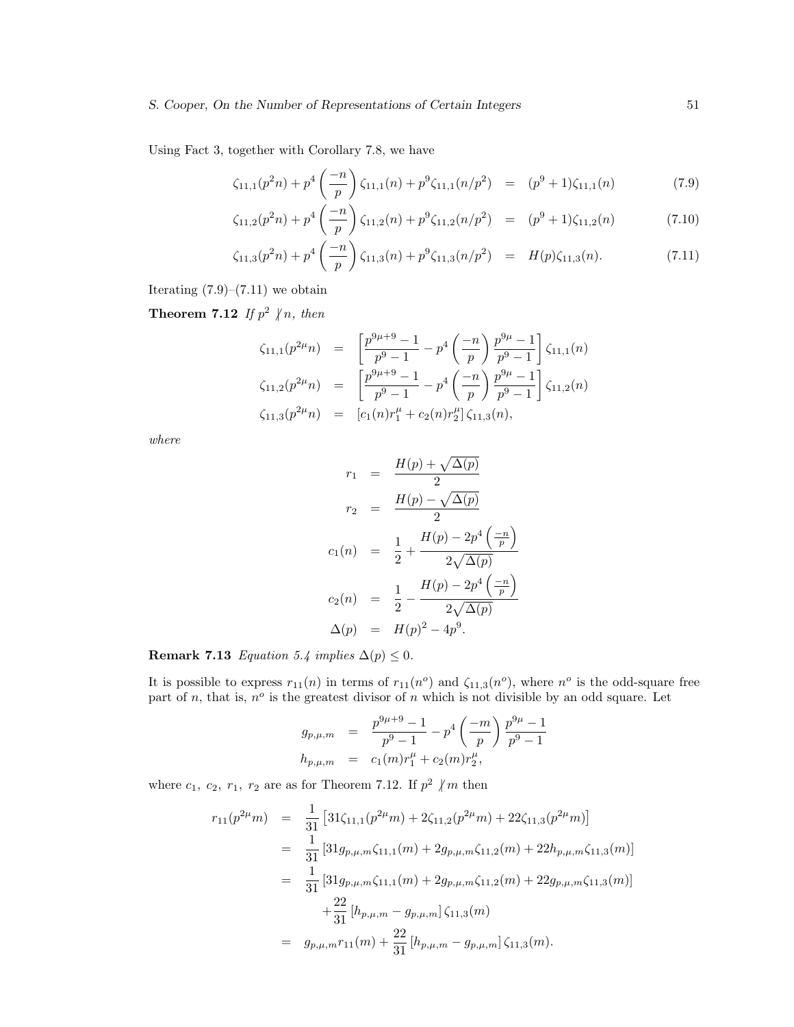Using Fact 3, together with Corollary 7.8, we have

$$\zeta_{11,1}(p^2n) + p^4\left(\frac{-n}{p}\right)\zeta_{11,1}(n) + p^9\zeta_{11,1}(n/p^2) = (p^9+1)\zeta_{11,1}(n) \tag{7.9}$$

$$\zeta_{11,2}(p^2n) + p^4\left(\frac{-n}{p}\right)\zeta_{11,2}(n) + p^9\zeta_{11,2}(n/p^2) = (p^9+1)\zeta_{11,2}(n) \tag{7.10}$$

$$\zeta_{11,3}(p^2n) + p^4\left(\frac{-n}{p}\right)\zeta_{11,3}(n) + p^9\zeta_{11,3}(n/p^2) = H(p)\zeta_{11,3}(n). \tag{7.11}$$

Iterating (7.9)–(7.11) we obtain

**Theorem 7.12** *If* $p^2 \not| n$, *then*

$$\begin{aligned}
\zeta_{11,1}(p^{2\mu}n) &= \left[\frac{p^{9\mu+9}-1}{p^9-1} - p^4\left(\frac{-n}{p}\right)\frac{p^{9\mu}-1}{p^9-1}\right]\zeta_{11,1}(n)\\
\zeta_{11,2}(p^{2\mu}n) &= \left[\frac{p^{9\mu+9}-1}{p^9-1} - p^4\left(\frac{-n}{p}\right)\frac{p^{9\mu}-1}{p^9-1}\right]\zeta_{11,2}(n)\\
\zeta_{11,3}(p^{2\mu}n) &= \left[c_1(n)r_1^{\mu} + c_2(n)r_2^{\mu}\right]\zeta_{11,3}(n),
\end{aligned}$$

*where*

$$\begin{aligned}
r_1 &= \frac{H(p)+\sqrt{\Delta(p)}}{2}\\
r_2 &= \frac{H(p)-\sqrt{\Delta(p)}}{2}\\
c_1(n) &= \frac{1}{2} + \frac{H(p) - 2p^4\left(\frac{-n}{p}\right)}{2\sqrt{\Delta(p)}}\\
c_2(n) &= \frac{1}{2} - \frac{H(p) - 2p^4\left(\frac{-n}{p}\right)}{2\sqrt{\Delta(p)}}\\
\Delta(p) &= H(p)^2 - 4p^9.
\end{aligned}$$

**Remark 7.13** *Equation 5.4 implies* $\Delta(p) \le 0$.

It is possible to express $r_{11}(n)$ in terms of $r_{11}(n^o)$ and $\zeta_{11,3}(n^o)$, where $n^o$ is the odd-square free part of $n$, that is, $n^o$ is the greatest divisor of $n$ which is not divisible by an odd square. Let

$$\begin{aligned}
g_{p,\mu,m} &= \frac{p^{9\mu+9}-1}{p^9-1} - p^4\left(\frac{-m}{p}\right)\frac{p^{9\mu}-1}{p^9-1}\\
h_{p,\mu,m} &= c_1(m)r_1^{\mu} + c_2(m)r_2^{\mu},
\end{aligned}$$

where $c_1$, $c_2$, $r_1$, $r_2$ are as for Theorem 7.12. If $p^2 \not| m$ then

$$\begin{aligned}
r_{11}(p^{2\mu}m) &= \frac{1}{31}\left[31\zeta_{11,1}(p^{2\mu}m) + 2\zeta_{11,2}(p^{2\mu}m) + 22\zeta_{11,3}(p^{2\mu}m)\right]\\
&= \frac{1}{31}\left[31g_{p,\mu,m}\zeta_{11,1}(m) + 2g_{p,\mu,m}\zeta_{11,2}(m) + 22h_{p,\mu,m}\zeta_{11,3}(m)\right]\\
&= \frac{1}{31}\left[31g_{p,\mu,m}\zeta_{11,1}(m) + 2g_{p,\mu,m}\zeta_{11,2}(m) + 22g_{p,\mu,m}\zeta_{11,3}(m)\right]\\
&\qquad + \frac{22}{31}\left[h_{p,\mu,m} - g_{p,\mu,m}\right]\zeta_{11,3}(m)\\
&= g_{p,\mu,m}r_{11}(m) + \frac{22}{31}\left[h_{p,\mu,m} - g_{p,\mu,m}\right]\zeta_{11,3}(m).
\end{aligned}$$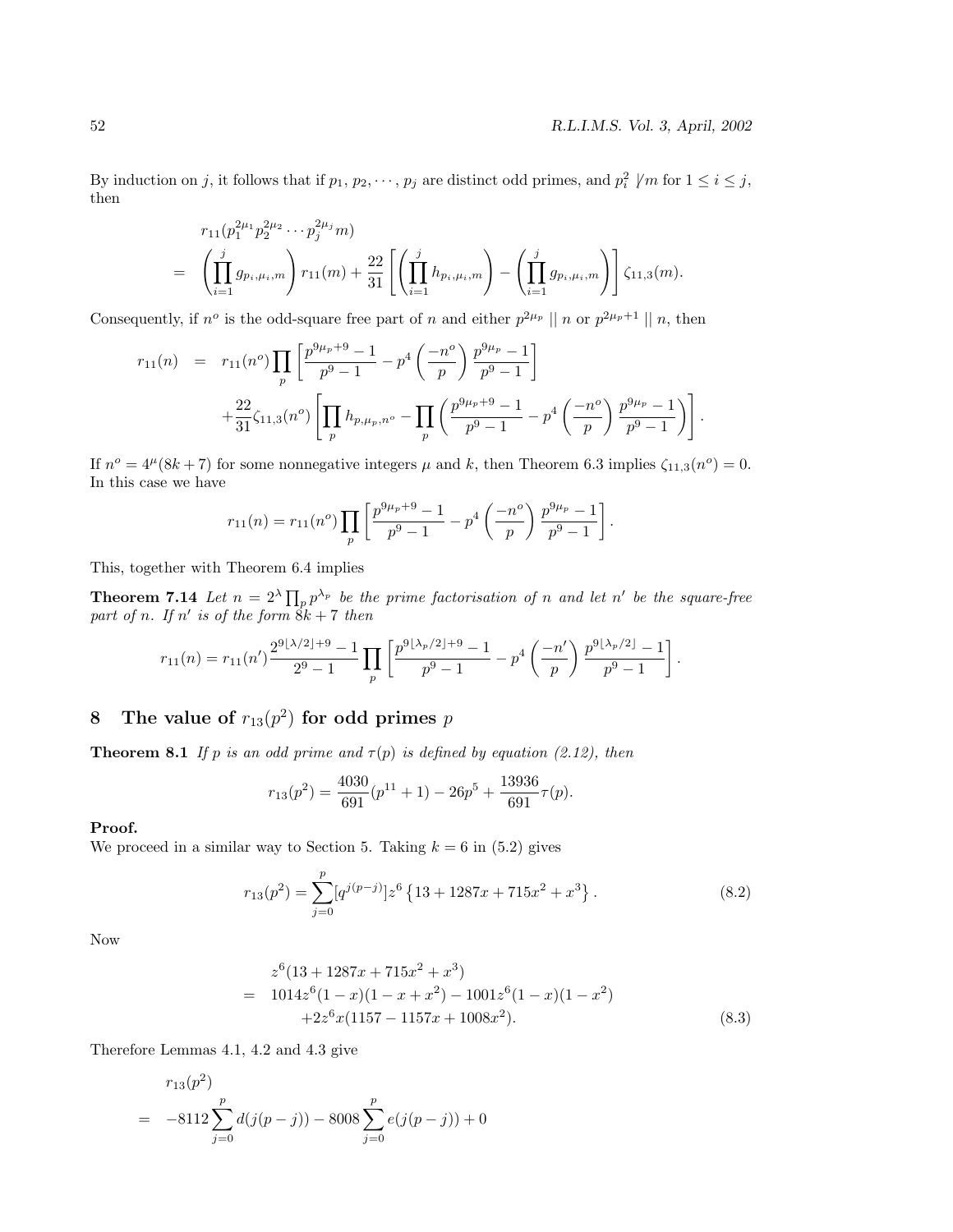By induction on $j$, it follows that if $p_1, p_2, \cdots, p_j$ are distinct odd primes, and $p_i^2 \not| m$ for $1 \le i \le j$, then

$$
\begin{aligned}
& r_{11}(p_1^{2\mu_1} p_2^{2\mu_2} \cdots p_j^{2\mu_j} m) \\
= & \left( \prod_{i=1}^{j} g_{p_i,\mu_i,m} \right) r_{11}(m) + \frac{22}{31} \left[ \left( \prod_{i=1}^{j} h_{p_i,\mu_i,m} \right) - \left( \prod_{i=1}^{j} g_{p_i,\mu_i,m} \right) \right] \zeta_{11,3}(m).
\end{aligned}
$$

Consequently, if $n^o$ is the odd-square free part of $n$ and either $p^{2\mu_p} \mid\mid n$ or $p^{2\mu_p+1} \mid\mid n$, then

$$
\begin{aligned}
r_{11}(n) &= r_{11}(n^o) \prod_p \left[ \frac{p^{9\mu_p+9}-1}{p^9-1} - p^4 \left( \frac{-n^o}{p} \right) \frac{p^{9\mu_p}-1}{p^9-1} \right] \\
&\quad + \frac{22}{31} \zeta_{11,3}(n^o) \left[ \prod_p h_{p,\mu_p,n^o} - \prod_p \left( \frac{p^{9\mu_p+9}-1}{p^9-1} - p^4 \left( \frac{-n^o}{p} \right) \frac{p^{9\mu_p}-1}{p^9-1} \right) \right].
\end{aligned}
$$

If $n^o = 4^\mu(8k+7)$ for some nonnegative integers $\mu$ and $k$, then Theorem 6.3 implies $\zeta_{11,3}(n^o) = 0$. In this case we have

$$
r_{11}(n) = r_{11}(n^o) \prod_p \left[ \frac{p^{9\mu_p+9}-1}{p^9-1} - p^4 \left( \frac{-n^o}{p} \right) \frac{p^{9\mu_p}-1}{p^9-1} \right].
$$

This, together with Theorem 6.4 implies

**Theorem 7.14** *Let $n = 2^\lambda \prod_p p^{\lambda_p}$ be the prime factorisation of $n$ and let $n'$ be the square-free part of $n$. If $n'$ is of the form $8k+7$ then*

$$
r_{11}(n) = r_{11}(n') \frac{2^{9\lfloor \lambda/2 \rfloor + 9} - 1}{2^9 - 1} \prod_p \left[ \frac{p^{9\lfloor \lambda_p/2 \rfloor + 9} - 1}{p^9 - 1} - p^4 \left( \frac{-n'}{p} \right) \frac{p^{9\lfloor \lambda_p/2 \rfloor} - 1}{p^9 - 1} \right].
$$

## 8 The value of $r_{13}(p^2)$ for odd primes $p$

**Theorem 8.1** *If $p$ is an odd prime and $\tau(p)$ is defined by equation (2.12), then*

$$
r_{13}(p^2) = \frac{4030}{691}(p^{11}+1) - 26p^5 + \frac{13936}{691}\tau(p).
$$

**Proof.**
We proceed in a similar way to Section 5. Taking $k = 6$ in (5.2) gives

$$
r_{13}(p^2) = \sum_{j=0}^{p} [q^{j(p-j)}] z^6 \left\{ 13 + 1287x + 715x^2 + x^3 \right\}. \tag{8.2}
$$

Now

$$
\begin{aligned}
& z^6(13 + 1287x + 715x^2 + x^3) \\
= & \; 1014 z^6 (1-x)(1-x+x^2) - 1001 z^6 (1-x)(1-x^2) \\
& + 2z^6 x(1157 - 1157x + 1008x^2).
\end{aligned} \tag{8.3}
$$

Therefore Lemmas 4.1, 4.2 and 4.3 give

$$
\begin{aligned}
& r_{13}(p^2) \\
= & -8112 \sum_{j=0}^{p} d(j(p-j)) - 8008 \sum_{j=0}^{p} e(j(p-j)) + 0
\end{aligned}
$$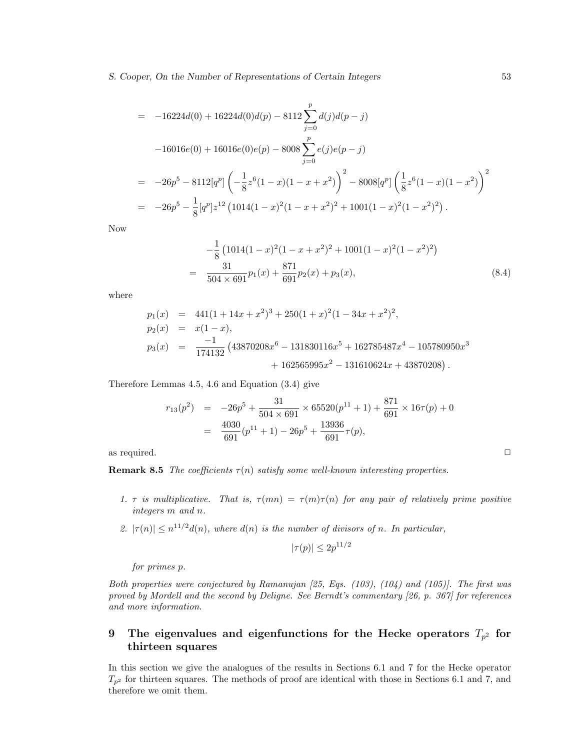$$
\begin{aligned}
&= -16224d(0) + 16224d(0)d(p) - 8112\sum_{j=0}^{p} d(j)d(p-j) \\
&\quad -16016e(0) + 16016e(0)e(p) - 8008\sum_{j=0}^{p} e(j)e(p-j) \\
&= -26p^5 - 8112[q^p]\left(-\frac{1}{8}z^6(1-x)(1-x+x^2)\right)^2 - 8008[q^p]\left(\frac{1}{8}z^6(1-x)(1-x^2)\right)^2 \\
&= -26p^5 - \frac{1}{8}[q^p]z^{12}\left(1014(1-x)^2(1-x+x^2)^2 + 1001(1-x)^2(1-x^2)^2\right).
\end{aligned}
$$

Now

$$
\begin{aligned}
&-\frac{1}{8}\left(1014(1-x)^2(1-x+x^2)^2 + 1001(1-x)^2(1-x^2)^2\right) \\
&= \frac{31}{504\times 691}p_1(x) + \frac{871}{691}p_2(x) + p_3(x),
\end{aligned}
\tag{8.4}
$$

where

$$
\begin{aligned}
p_1(x) &= 441(1+14x+x^2)^3 + 250(1+x)^2(1-34x+x^2)^2, \\
p_2(x) &= x(1-x), \\
p_3(x) &= \frac{-1}{174132}\big(43870208x^6 - 131830116x^5 + 162785487x^4 - 105780950x^3 \\
&\qquad\qquad + 162565995x^2 - 131610624x + 43870208\big).
\end{aligned}
$$

Therefore Lemmas 4.5, 4.6 and Equation (3.4) give

$$
\begin{aligned}
r_{13}(p^2) &= -26p^5 + \frac{31}{504\times 691}\times 65520(p^{11}+1) + \frac{871}{691}\times 16\tau(p) + 0 \\
&= \frac{4030}{691}(p^{11}+1) - 26p^5 + \frac{13936}{691}\tau(p),
\end{aligned}
$$

as required. □

**Remark 8.5** *The coefficients $\tau(n)$ satisfy some well-known interesting properties.*

1. *$\tau$ is multiplicative. That is, $\tau(mn) = \tau(m)\tau(n)$ for any pair of relatively prime positive integers $m$ and $n$.*
2. *$|\tau(n)| \le n^{11/2}d(n)$, where $d(n)$ is the number of divisors of $n$. In particular,*

$$
|\tau(p)| \le 2p^{11/2}
$$

*for primes $p$.*

*Both properties were conjectured by Ramanujan [25, Eqs. (103), (104) and (105)]. The first was proved by Mordell and the second by Deligne. See Berndt's commentary [26, p. 367] for references and more information.*

## 9 The eigenvalues and eigenfunctions for the Hecke operators $T_{p^2}$ for thirteen squares

In this section we give the analogues of the results in Sections 6.1 and 7 for the Hecke operator $T_{p^2}$ for thirteen squares. The methods of proof are identical with those in Sections 6.1 and 7, and therefore we omit them.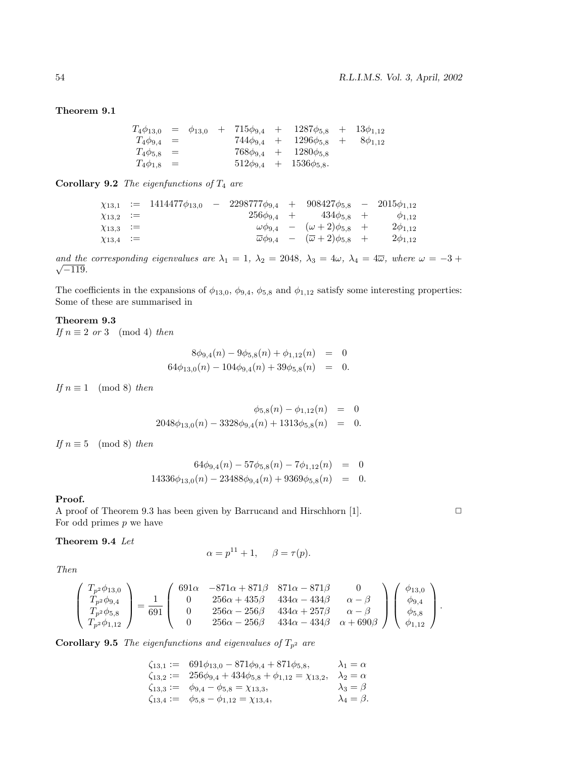**Theorem 9.1**

$$
\begin{array}{rcl}
T_4\phi_{13,0} &=& \phi_{13,0} + 715\phi_{9,4} + 1287\phi_{5,8} + 13\phi_{1,12} \\
T_4\phi_{9,4} &=& 744\phi_{9,4} + 1296\phi_{5,8} + 8\phi_{1,12} \\
T_4\phi_{5,8} &=& 768\phi_{9,4} + 1280\phi_{5,8} \\
T_4\phi_{1,8} &=& 512\phi_{9,4} + 1536\phi_{5,8}.
\end{array}
$$

**Corollary 9.2** *The eigenfunctions of $T_4$ are*

$$
\begin{array}{rcl}
\chi_{13,1} &:=& 1414477\phi_{13,0} - 2298777\phi_{9,4} + 908427\phi_{5,8} - 2015\phi_{1,12} \\
\chi_{13,2} &:=& 256\phi_{9,4} + 434\phi_{5,8} + \phi_{1,12} \\
\chi_{13,3} &:=& \omega\phi_{9,4} - (\omega+2)\phi_{5,8} + 2\phi_{1,12} \\
\chi_{13,4} &:=& \overline{\omega}\phi_{9,4} - (\overline{\omega}+2)\phi_{5,8} + 2\phi_{1,12}
\end{array}
$$

*and the corresponding eigenvalues are $\lambda_1 = 1$, $\lambda_2 = 2048$, $\lambda_3 = 4\omega$, $\lambda_4 = 4\overline{\omega}$, where $\omega = -3 + \sqrt{-119}$.*

The coefficients in the expansions of $\phi_{13,0}$, $\phi_{9,4}$, $\phi_{5,8}$ and $\phi_{1,12}$ satisfy some interesting properties: Some of these are summarised in

**Theorem 9.3**
*If $n \equiv 2$ or $3 \pmod 4$ then*

$$
\begin{array}{rcl}
8\phi_{9,4}(n) - 9\phi_{5,8}(n) + \phi_{1,12}(n) &=& 0 \\
64\phi_{13,0}(n) - 104\phi_{9,4}(n) + 39\phi_{5,8}(n) &=& 0.
\end{array}
$$

*If $n \equiv 1 \pmod 8$ then*

$$
\begin{array}{rcl}
\phi_{5,8}(n) - \phi_{1,12}(n) &=& 0 \\
2048\phi_{13,0}(n) - 3328\phi_{9,4}(n) + 1313\phi_{5,8}(n) &=& 0.
\end{array}
$$

*If $n \equiv 5 \pmod 8$ then*

$$
\begin{array}{rcl}
64\phi_{9,4}(n) - 57\phi_{5,8}(n) - 7\phi_{1,12}(n) &=& 0 \\
14336\phi_{13,0}(n) - 23488\phi_{9,4}(n) + 9369\phi_{5,8}(n) &=& 0.
\end{array}
$$

**Proof.**
A proof of Theorem 9.3 has been given by Barrucand and Hirschhorn [1]. □

For odd primes $p$ we have

**Theorem 9.4** *Let*

$$\alpha = p^{11} + 1, \qquad \beta = \tau(p).$$

*Then*

$$
\begin{pmatrix} T_{p^2}\phi_{13,0} \\ T_{p^2}\phi_{9,4} \\ T_{p^2}\phi_{5,8} \\ T_{p^2}\phi_{1,12} \end{pmatrix}
= \frac{1}{691}
\begin{pmatrix}
691\alpha & -871\alpha + 871\beta & 871\alpha - 871\beta & 0 \\
0 & 256\alpha + 435\beta & 434\alpha - 434\beta & \alpha - \beta \\
0 & 256\alpha - 256\beta & 434\alpha + 257\beta & \alpha - \beta \\
0 & 256\alpha - 256\beta & 434\alpha - 434\beta & \alpha + 690\beta
\end{pmatrix}
\begin{pmatrix} \phi_{13,0} \\ \phi_{9,4} \\ \phi_{5,8} \\ \phi_{1,12} \end{pmatrix}.
$$

**Corollary 9.5** *The eigenfunctions and eigenvalues of $T_{p^2}$ are*

$$
\begin{array}{lll}
\zeta_{13,1} := & 691\phi_{13,0} - 871\phi_{9,4} + 871\phi_{5,8}, & \lambda_1 = \alpha \\
\zeta_{13,2} := & 256\phi_{9,4} + 434\phi_{5,8} + \phi_{1,12} = \chi_{13,2}, & \lambda_2 = \alpha \\
\zeta_{13,3} := & \phi_{9,4} - \phi_{5,8} = \chi_{13,3}, & \lambda_3 = \beta \\
\zeta_{13,4} := & \phi_{5,8} - \phi_{1,12} = \chi_{13,4}, & \lambda_4 = \beta.
\end{array}
$$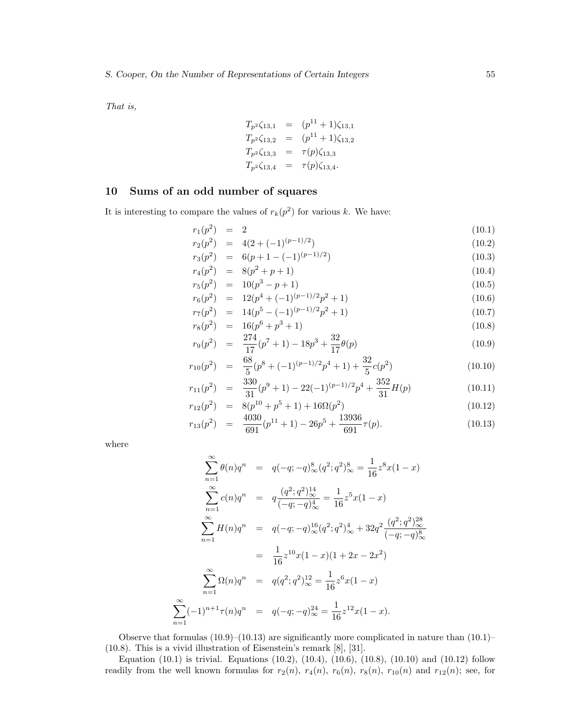*That is,*

$$
\begin{aligned}
T_{p^2}\zeta_{13,1} &= (p^{11}+1)\zeta_{13,1} \\
T_{p^2}\zeta_{13,2} &= (p^{11}+1)\zeta_{13,2} \\
T_{p^2}\zeta_{13,3} &= \tau(p)\zeta_{13,3} \\
T_{p^2}\zeta_{13,4} &= \tau(p)\zeta_{13,4}.
\end{aligned}
$$

## 10 Sums of an odd number of squares

It is interesting to compare the values of $r_k(p^2)$ for various $k$. We have:

$$
\begin{aligned}
r_1(p^2) &= 2 && (10.1)\\
r_2(p^2) &= 4(2+(-1)^{(p-1)/2}) && (10.2)\\
r_3(p^2) &= 6(p+1-(-1)^{(p-1)/2}) && (10.3)\\
r_4(p^2) &= 8(p^2+p+1) && (10.4)\\
r_5(p^2) &= 10(p^3-p+1) && (10.5)\\
r_6(p^2) &= 12(p^4+(-1)^{(p-1)/2}p^2+1) && (10.6)\\
r_7(p^2) &= 14(p^5-(-1)^{(p-1)/2}p^2+1) && (10.7)\\
r_8(p^2) &= 16(p^6+p^3+1) && (10.8)\\
r_9(p^2) &= \frac{274}{17}(p^7+1)-18p^3+\frac{32}{17}\theta(p) && (10.9)\\
r_{10}(p^2) &= \frac{68}{5}(p^8+(-1)^{(p-1)/2}p^4+1)+\frac{32}{5}c(p^2) && (10.10)\\
r_{11}(p^2) &= \frac{330}{31}(p^9+1)-22(-1)^{(p-1)/2}p^4+\frac{352}{31}H(p) && (10.11)\\
r_{12}(p^2) &= 8(p^{10}+p^5+1)+16\Omega(p^2) && (10.12)\\
r_{13}(p^2) &= \frac{4030}{691}(p^{11}+1)-26p^5+\frac{13936}{691}\tau(p). && (10.13)
\end{aligned}
$$

where

$$
\begin{aligned}
\sum_{n=1}^{\infty}\theta(n)q^n &= q(-q;-q)_\infty^8(q^2;q^2)_\infty^8 = \frac{1}{16}z^8x(1-x) \\
\sum_{n=1}^{\infty}c(n)q^n &= q\frac{(q^2;q^2)_\infty^{14}}{(-q;-q)_\infty^4} = \frac{1}{16}z^5x(1-x) \\
\sum_{n=1}^{\infty}H(n)q^n &= q(-q;-q)_\infty^{16}(q^2;q^2)_\infty^4 + 32q^2\frac{(q^2;q^2)_\infty^{28}}{(-q;-q)_\infty^8} \\
&= \frac{1}{16}z^{10}x(1-x)(1+2x-2x^2) \\
\sum_{n=1}^{\infty}\Omega(n)q^n &= q(q^2;q^2)_\infty^{12} = \frac{1}{16}z^6x(1-x) \\
\sum_{n=1}^{\infty}(-1)^{n+1}\tau(n)q^n &= q(-q;-q)_\infty^{24} = \frac{1}{16}z^{12}x(1-x).
\end{aligned}
$$

Observe that formulas (10.9)–(10.13) are significantly more complicated in nature than (10.1)–(10.8). This is a vivid illustration of Eisenstein's remark [8], [31].

Equation (10.1) is trivial. Equations (10.2), (10.4), (10.6), (10.8), (10.10) and (10.12) follow readily from the well known formulas for $r_2(n)$, $r_4(n)$, $r_6(n)$, $r_8(n)$, $r_{10}(n)$ and $r_{12}(n)$; see, for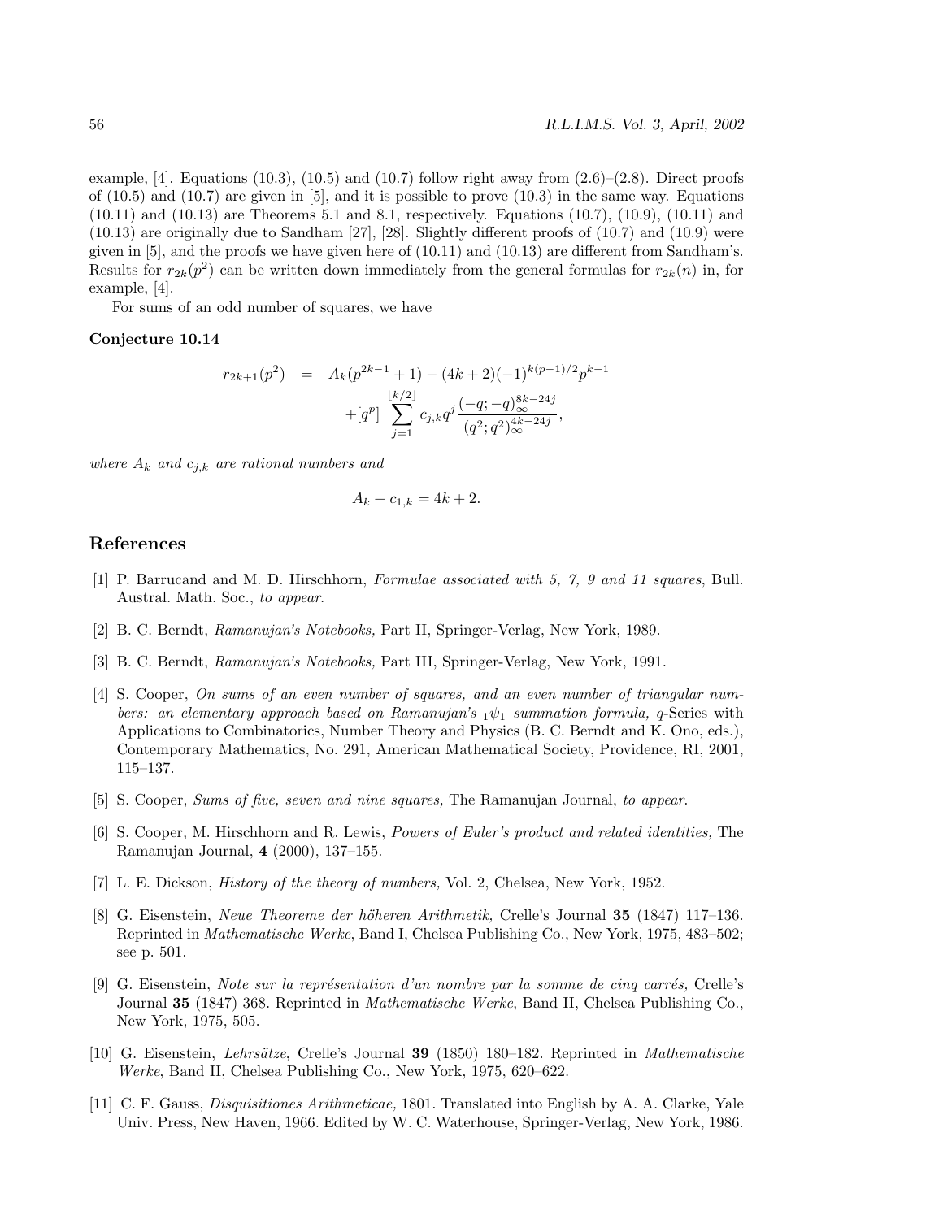example, [4]. Equations (10.3), (10.5) and (10.7) follow right away from (2.6)–(2.8). Direct proofs of (10.5) and (10.7) are given in [5], and it is possible to prove (10.3) in the same way. Equations (10.11) and (10.13) are Theorems 5.1 and 8.1, respectively. Equations (10.7), (10.9), (10.11) and (10.13) are originally due to Sandham [27], [28]. Slightly different proofs of (10.7) and (10.9) were given in [5], and the proofs we have given here of (10.11) and (10.13) are different from Sandham's. Results for $r_{2k}(p^2)$ can be written down immediately from the general formulas for $r_{2k}(n)$ in, for example, [4].

For sums of an odd number of squares, we have

**Conjecture 10.14**

$$
\begin{aligned}
r_{2k+1}(p^2) \quad &= \quad A_k(p^{2k-1}+1) - (4k+2)(-1)^{k(p-1)/2}p^{k-1} \\
&\quad + [q^p] \sum_{j=1}^{\lfloor k/2 \rfloor} c_{j,k} q^j \frac{(-q;-q)_\infty^{8k-24j}}{(q^2;q^2)_\infty^{4k-24j}},
\end{aligned}
$$

*where $A_k$ and $c_{j,k}$ are rational numbers and*

$$
A_k + c_{1,k} = 4k+2.
$$

## References

[1] P. Barrucand and M. D. Hirschhorn, *Formulae associated with 5, 7, 9 and 11 squares*, Bull. Austral. Math. Soc., *to appear*.

[2] B. C. Berndt, *Ramanujan's Notebooks,* Part II, Springer-Verlag, New York, 1989.

[3] B. C. Berndt, *Ramanujan's Notebooks,* Part III, Springer-Verlag, New York, 1991.

[4] S. Cooper, *On sums of an even number of squares, and an even number of triangular numbers: an elementary approach based on Ramanujan's ${}_1\psi_1$ summation formula,* $q$-Series with Applications to Combinatorics, Number Theory and Physics (B. C. Berndt and K. Ono, eds.), Contemporary Mathematics, No. 291, American Mathematical Society, Providence, RI, 2001, 115–137.

[5] S. Cooper, *Sums of five, seven and nine squares,* The Ramanujan Journal, *to appear*.

[6] S. Cooper, M. Hirschhorn and R. Lewis, *Powers of Euler's product and related identities,* The Ramanujan Journal, **4** (2000), 137–155.

[7] L. E. Dickson, *History of the theory of numbers,* Vol. 2, Chelsea, New York, 1952.

[8] G. Eisenstein, *Neue Theoreme der höheren Arithmetik,* Crelle's Journal **35** (1847) 117–136. Reprinted in *Mathematische Werke*, Band I, Chelsea Publishing Co., New York, 1975, 483–502; see p. 501.

[9] G. Eisenstein, *Note sur la représentation d'un nombre par la somme de cinq carrés,* Crelle's Journal **35** (1847) 368. Reprinted in *Mathematische Werke*, Band II, Chelsea Publishing Co., New York, 1975, 505.

[10] G. Eisenstein, *Lehrsätze*, Crelle's Journal **39** (1850) 180–182. Reprinted in *Mathematische Werke*, Band II, Chelsea Publishing Co., New York, 1975, 620–622.

[11] C. F. Gauss, *Disquisitiones Arithmeticae,* 1801. Translated into English by A. A. Clarke, Yale Univ. Press, New Haven, 1966. Edited by W. C. Waterhouse, Springer-Verlag, New York, 1986.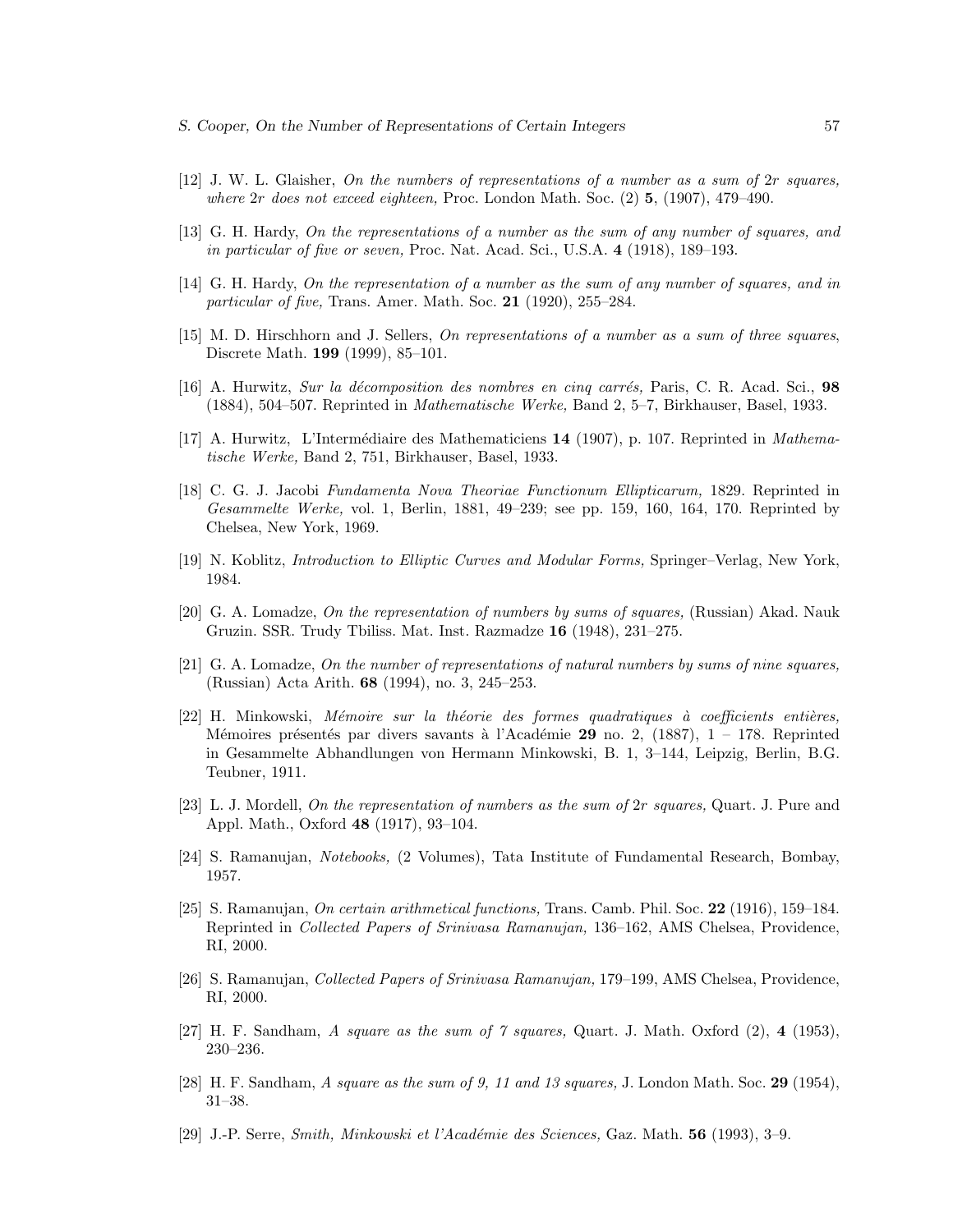[12] J. W. L. Glaisher, *On the numbers of representations of a number as a sum of $2r$ squares, where $2r$ does not exceed eighteen,* Proc. London Math. Soc. (2) **5**, (1907), 479–490.

[13] G. H. Hardy, *On the representations of a number as the sum of any number of squares, and in particular of five or seven,* Proc. Nat. Acad. Sci., U.S.A. **4** (1918), 189–193.

[14] G. H. Hardy, *On the representation of a number as the sum of any number of squares, and in particular of five,* Trans. Amer. Math. Soc. **21** (1920), 255–284.

[15] M. D. Hirschhorn and J. Sellers, *On representations of a number as a sum of three squares*, Discrete Math. **199** (1999), 85–101.

[16] A. Hurwitz, *Sur la décomposition des nombres en cinq carrés,* Paris, C. R. Acad. Sci., **98** (1884), 504–507. Reprinted in *Mathematische Werke,* Band 2, 5–7, Birkhauser, Basel, 1933.

[17] A. Hurwitz, L'Intermédiaire des Mathematiciens **14** (1907), p. 107. Reprinted in *Mathematische Werke,* Band 2, 751, Birkhauser, Basel, 1933.

[18] C. G. J. Jacobi *Fundamenta Nova Theoriae Functionum Ellipticarum,* 1829. Reprinted in *Gesammelte Werke,* vol. 1, Berlin, 1881, 49–239; see pp. 159, 160, 164, 170. Reprinted by Chelsea, New York, 1969.

[19] N. Koblitz, *Introduction to Elliptic Curves and Modular Forms,* Springer–Verlag, New York, 1984.

[20] G. A. Lomadze, *On the representation of numbers by sums of squares,* (Russian) Akad. Nauk Gruzin. SSR. Trudy Tbiliss. Mat. Inst. Razmadze **16** (1948), 231–275.

[21] G. A. Lomadze, *On the number of representations of natural numbers by sums of nine squares,* (Russian) Acta Arith. **68** (1994), no. 3, 245–253.

[22] H. Minkowski, *Mémoire sur la théorie des formes quadratiques à coefficients entières,* Mémoires présentés par divers savants à l'Académie **29** no. 2, (1887), 1 – 178. Reprinted in Gesammelte Abhandlungen von Hermann Minkowski, B. 1, 3–144, Leipzig, Berlin, B.G. Teubner, 1911.

[23] L. J. Mordell, *On the representation of numbers as the sum of $2r$ squares,* Quart. J. Pure and Appl. Math., Oxford **48** (1917), 93–104.

[24] S. Ramanujan, *Notebooks,* (2 Volumes), Tata Institute of Fundamental Research, Bombay, 1957.

[25] S. Ramanujan, *On certain arithmetical functions,* Trans. Camb. Phil. Soc. **22** (1916), 159–184. Reprinted in *Collected Papers of Srinivasa Ramanujan,* 136–162, AMS Chelsea, Providence, RI, 2000.

[26] S. Ramanujan, *Collected Papers of Srinivasa Ramanujan,* 179–199, AMS Chelsea, Providence, RI, 2000.

[27] H. F. Sandham, *A square as the sum of 7 squares,* Quart. J. Math. Oxford (2), **4** (1953), 230–236.

[28] H. F. Sandham, *A square as the sum of 9, 11 and 13 squares,* J. London Math. Soc. **29** (1954), 31–38.

[29] J.-P. Serre, *Smith, Minkowski et l'Académie des Sciences,* Gaz. Math. **56** (1993), 3–9.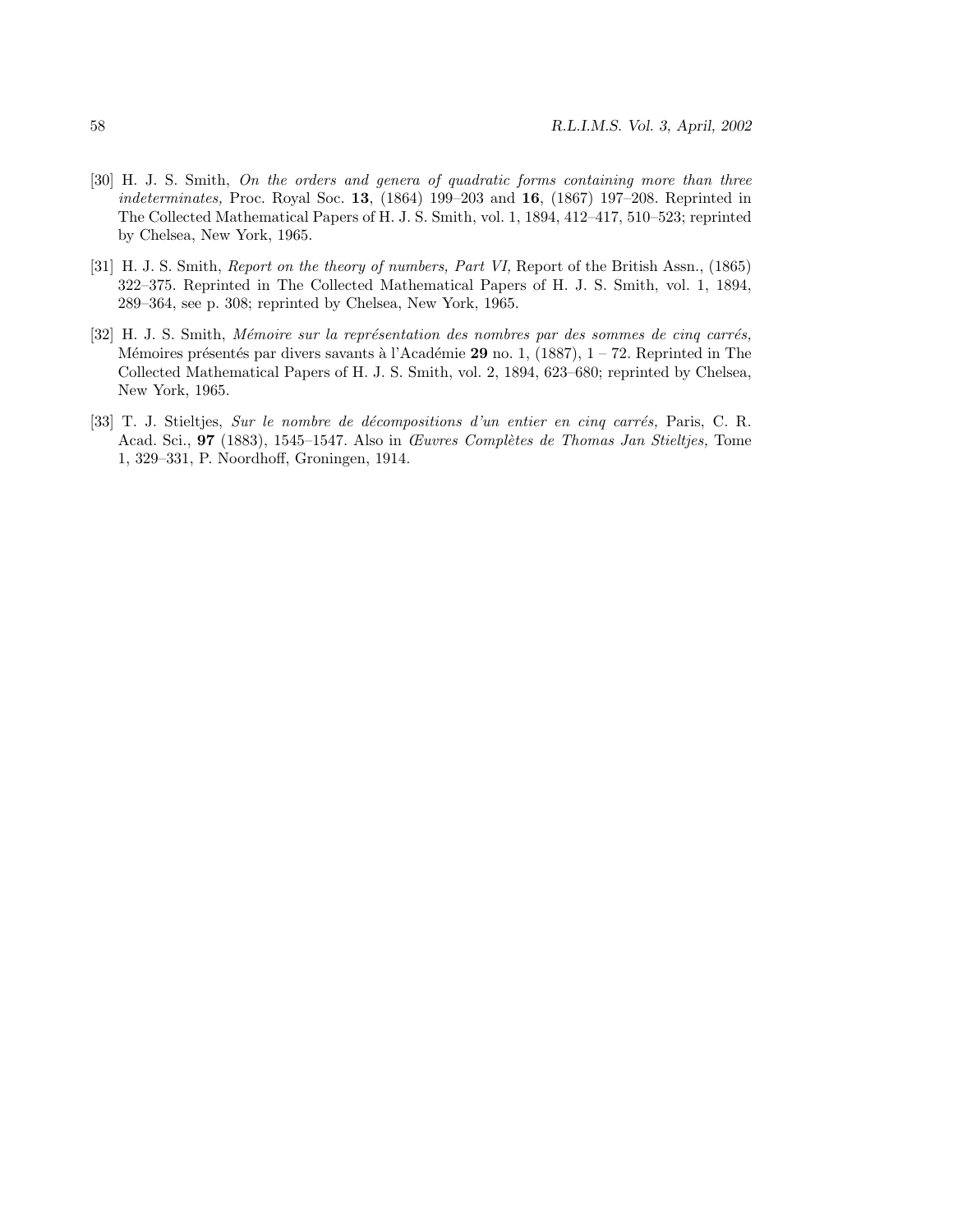[30] H. J. S. Smith, *On the orders and genera of quadratic forms containing more than three indeterminates,* Proc. Royal Soc. **13**, (1864) 199–203 and **16**, (1867) 197–208. Reprinted in The Collected Mathematical Papers of H. J. S. Smith, vol. 1, 1894, 412–417, 510–523; reprinted by Chelsea, New York, 1965.

[31] H. J. S. Smith, *Report on the theory of numbers, Part VI,* Report of the British Assn., (1865) 322–375. Reprinted in The Collected Mathematical Papers of H. J. S. Smith, vol. 1, 1894, 289–364, see p. 308; reprinted by Chelsea, New York, 1965.

[32] H. J. S. Smith, *Mémoire sur la représentation des nombres par des sommes de cinq carrés,* Mémoires présentés par divers savants à l'Académie **29** no. 1, (1887), 1 – 72. Reprinted in The Collected Mathematical Papers of H. J. S. Smith, vol. 2, 1894, 623–680; reprinted by Chelsea, New York, 1965.

[33] T. J. Stieltjes, *Sur le nombre de décompositions d'un entier en cinq carrés,* Paris, C. R. Acad. Sci., **97** (1883), 1545–1547. Also in *Œuvres Complètes de Thomas Jan Stieltjes,* Tome 1, 329–331, P. Noordhoff, Groningen, 1914.